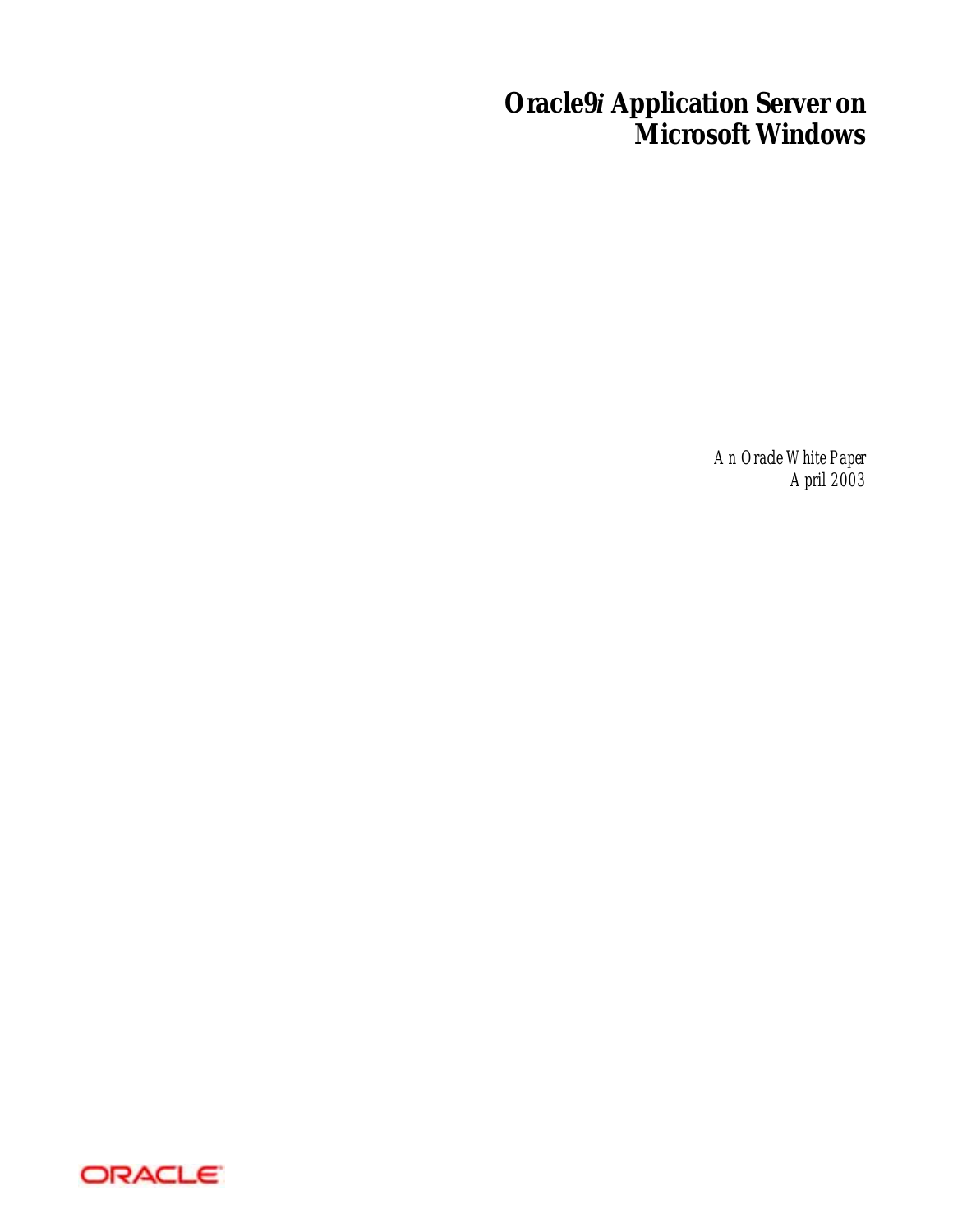# Oracle9*i* Application Server on Microsoft Windows

*An Oracle White Paper*
*April 2003*

ORACLE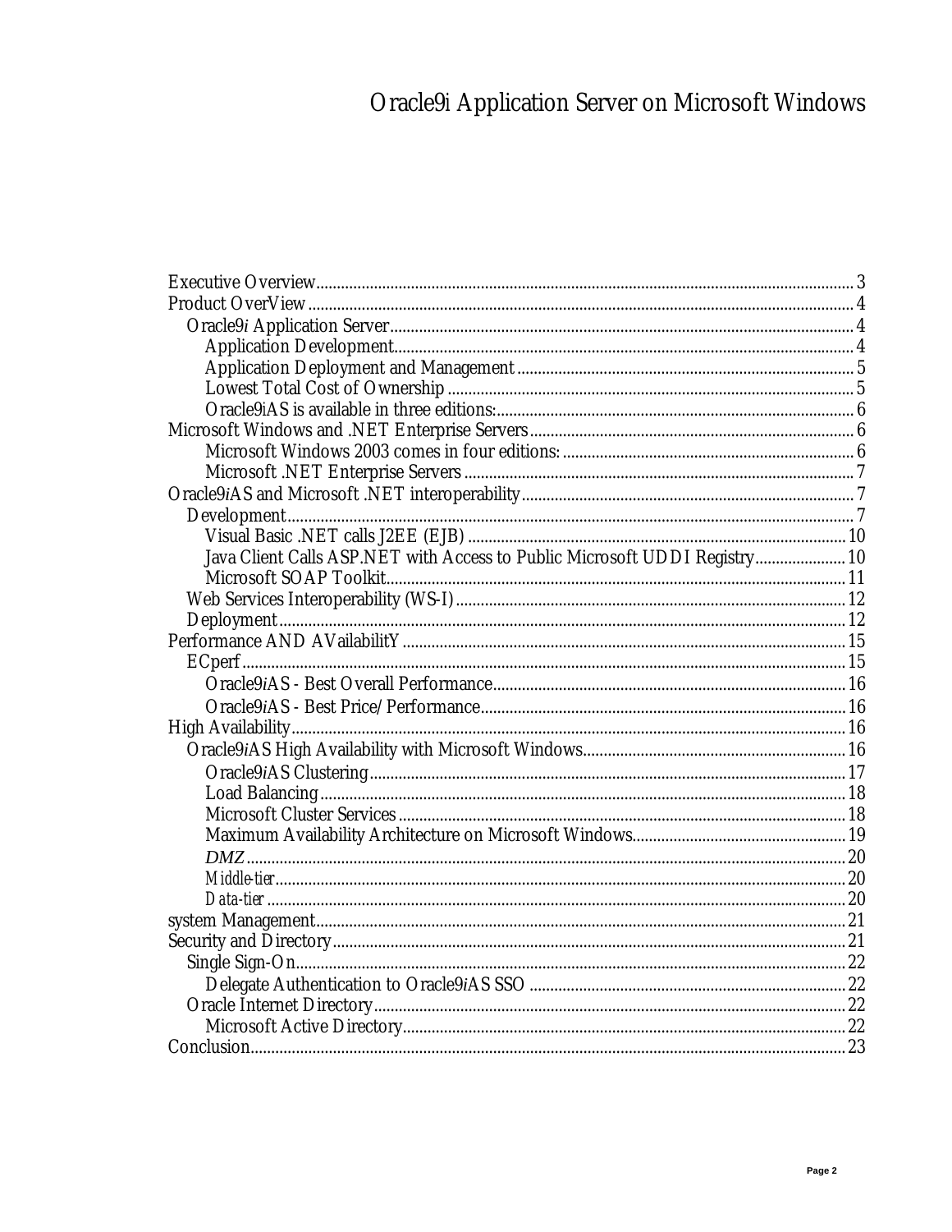# Oracle9i Application Server on Microsoft Windows

Executive Overview ..... 3
Product OverView ..... 4
  Oracle9*i* Application Server ..... 4
    Application Development ..... 4
    Application Deployment and Management ..... 5
    Lowest Total Cost of Ownership ..... 5
    Oracle9iAS is available in three editions: ..... 6
Microsoft Windows and .NET Enterprise Servers ..... 6
    Microsoft Windows 2003 comes in four editions: ..... 6
    Microsoft .NET Enterprise Servers ..... 7
Oracle9*i*AS and Microsoft .NET interoperability ..... 7
  Development ..... 7
    Visual Basic .NET calls J2EE (EJB) ..... 10
    Java Client Calls ASP.NET with Access to Public Microsoft UDDI Registry ..... 10
    Microsoft SOAP Toolkit ..... 11
  Web Services Interoperability (WS-I) ..... 12
  Deployment ..... 12
Performance AND AVailabilitY ..... 15
  ECperf ..... 15
    Oracle9*i*AS - Best Overall Performance ..... 16
    Oracle9*i*AS - Best Price/Performance ..... 16
High Availability ..... 16
  Oracle9*i*AS High Availability with Microsoft Windows ..... 16
    Oracle9*i*AS Clustering ..... 17
    Load Balancing ..... 18
    Microsoft Cluster Services ..... 18
    Maximum Availability Architecture on Microsoft Windows ..... 19
    *DMZ* ..... 20
    *Middle-tier* ..... 20
    *Data-tier* ..... 20
system Management ..... 21
Security and Directory ..... 21
  Single Sign-On ..... 22
    Delegate Authentication to Oracle9*i*AS SSO ..... 22
  Oracle Internet Directory ..... 22
    Microsoft Active Directory ..... 22
Conclusion ..... 23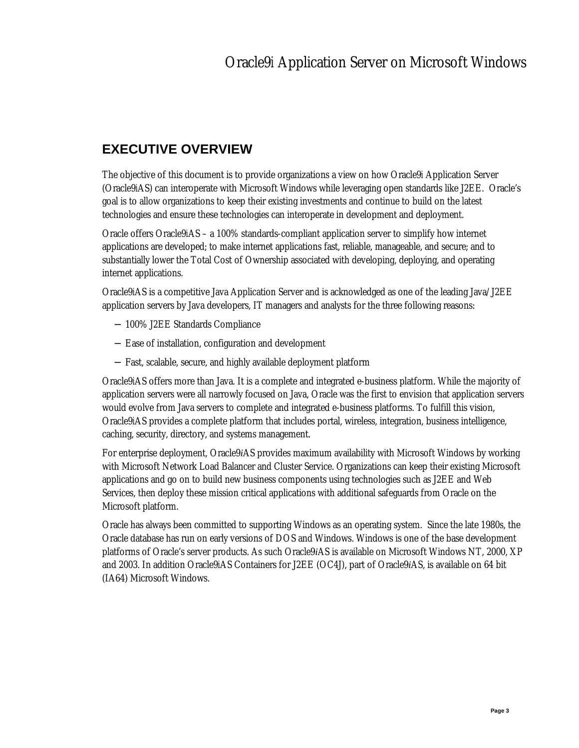## EXECUTIVE OVERVIEW

The objective of this document is to provide organizations a view on how Oracle9i Application Server (Oracle9iAS) can interoperate with Microsoft Windows while leveraging open standards like J2EE. Oracle's goal is to allow organizations to keep their existing investments and continue to build on the latest technologies and ensure these technologies can interoperate in development and deployment.

Oracle offers Oracle9iAS – a 100% standards-compliant application server to simplify how internet applications are developed; to make internet applications fast, reliable, manageable, and secure; and to substantially lower the Total Cost of Ownership associated with developing, deploying, and operating internet applications.

Oracle9iAS is a competitive Java Application Server and is acknowledged as one of the leading Java/J2EE application servers by Java developers, IT managers and analysts for the three following reasons:

- 100% J2EE Standards Compliance
- Ease of installation, configuration and development
- Fast, scalable, secure, and highly available deployment platform

Oracle9iAS offers more than Java. It is a complete and integrated e-business platform. While the majority of application servers were all narrowly focused on Java, Oracle was the first to envision that application servers would evolve from Java servers to complete and integrated e-business platforms. To fulfill this vision, Oracle9iAS provides a complete platform that includes portal, wireless, integration, business intelligence, caching, security, directory, and systems management.

For enterprise deployment, Oracle9*i*AS provides maximum availability with Microsoft Windows by working with Microsoft Network Load Balancer and Cluster Service. Organizations can keep their existing Microsoft applications and go on to build new business components using technologies such as J2EE and Web Services, then deploy these mission critical applications with additional safeguards from Oracle on the Microsoft platform.

Oracle has always been committed to supporting Windows as an operating system. Since the late 1980s, the Oracle database has run on early versions of DOS and Windows. Windows is one of the base development platforms of Oracle's server products. As such Oracle9*i*AS is available on Microsoft Windows NT, 2000, XP and 2003. In addition Oracle9iAS Containers for J2EE (OC4J), part of Oracle9*i*AS, is available on 64 bit (IA64) Microsoft Windows.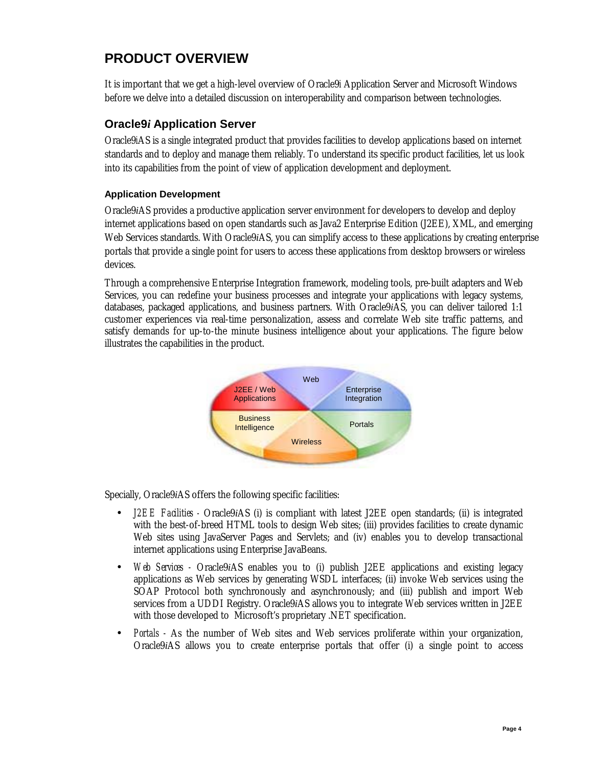## PRODUCT OVERVIEW

It is important that we get a high-level overview of Oracle9i Application Server and Microsoft Windows before we delve into a detailed discussion on interoperability and comparison between technologies.

### Oracle9*i* Application Server

Oracle9iAS is a single integrated product that provides facilities to develop applications based on internet standards and to deploy and manage them reliably. To understand its specific product facilities, let us look into its capabilities from the point of view of application development and deployment.

#### Application Development

Oracle9*i*AS provides a productive application server environment for developers to develop and deploy internet applications based on open standards such as Java2 Enterprise Edition (J2EE), XML, and emerging Web Services standards. With Oracle9*i*AS, you can simplify access to these applications by creating enterprise portals that provide a single point for users to access these applications from desktop browsers or wireless devices.

Through a comprehensive Enterprise Integration framework, modeling tools, pre-built adapters and Web Services, you can redefine your business processes and integrate your applications with legacy systems, databases, packaged applications, and business partners. With Oracle9*i*AS, you can deliver tailored 1:1 customer experiences via real-time personalization, assess and correlate Web site traffic patterns, and satisfy demands for up-to-the minute business intelligence about your applications. The figure below illustrates the capabilities in the product.

Web | J2EE / Web Applications | Enterprise Integration | Business Intelligence | Portals | Wireless

Specially, Oracle9*i*AS offers the following specific facilities:

- *J2EE Facilities* - Oracle9*i*AS (i) is compliant with latest J2EE open standards; (ii) is integrated with the best-of-breed HTML tools to design Web sites; (iii) provides facilities to create dynamic Web sites using JavaServer Pages and Servlets; and (iv) enables you to develop transactional internet applications using Enterprise JavaBeans.
- *Web Services* - Oracle9*i*AS enables you to (i) publish J2EE applications and existing legacy applications as Web services by generating WSDL interfaces; (ii) invoke Web services using the SOAP Protocol both synchronously and asynchronously; and (iii) publish and import Web services from a UDDI Registry. Oracle9*i*AS allows you to integrate Web services written in J2EE with those developed to Microsoft's proprietary .NET specification.
- *Portals* - As the number of Web sites and Web services proliferate within your organization, Oracle9*i*AS allows you to create enterprise portals that offer (i) a single point to access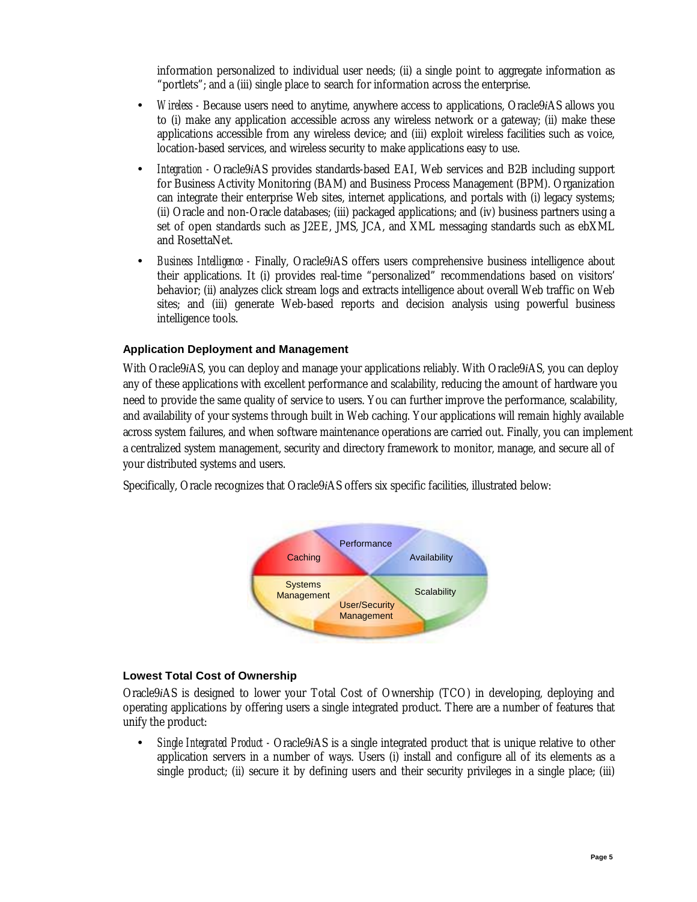information personalized to individual user needs; (ii) a single point to aggregate information as "portlets"; and a (iii) single place to search for information across the enterprise.

- *Wireless* - Because users need to anytime, anywhere access to applications, Oracle9*i*AS allows you to (i) make any application accessible across any wireless network or a gateway; (ii) make these applications accessible from any wireless device; and (iii) exploit wireless facilities such as voice, location-based services, and wireless security to make applications easy to use.
- *Integration* - Oracle9*i*AS provides standards-based EAI, Web services and B2B including support for Business Activity Monitoring (BAM) and Business Process Management (BPM). Organization can integrate their enterprise Web sites, internet applications, and portals with (i) legacy systems; (ii) Oracle and non-Oracle databases; (iii) packaged applications; and (iv) business partners using a set of open standards such as J2EE, JMS, JCA, and XML messaging standards such as ebXML and RosettaNet.
- *Business Intelligence* - Finally, Oracle9*i*AS offers users comprehensive business intelligence about their applications. It (i) provides real-time "personalized" recommendations based on visitors' behavior; (ii) analyzes click stream logs and extracts intelligence about overall Web traffic on Web sites; and (iii) generate Web-based reports and decision analysis using powerful business intelligence tools.

### Application Deployment and Management

With Oracle9*i*AS, you can deploy and manage your applications reliably. With Oracle9*i*AS, you can deploy any of these applications with excellent performance and scalability, reducing the amount of hardware you need to provide the same quality of service to users. You can further improve the performance, scalability, and availability of your systems through built in Web caching. Your applications will remain highly available across system failures, and when software maintenance operations are carried out. Finally, you can implement a centralized system management, security and directory framework to monitor, manage, and secure all of your distributed systems and users.

Specifically, Oracle recognizes that Oracle9*i*AS offers six specific facilities, illustrated below:

Caching | Performance | Availability | Systems Management | User/Security Management | Scalability

### Lowest Total Cost of Ownership

Oracle9*i*AS is designed to lower your Total Cost of Ownership (TCO) in developing, deploying and operating applications by offering users a single integrated product. There are a number of features that unify the product:

- *Single Integrated Product* - Oracle9*i*AS is a single integrated product that is unique relative to other application servers in a number of ways. Users (i) install and configure all of its elements as a single product; (ii) secure it by defining users and their security privileges in a single place; (iii)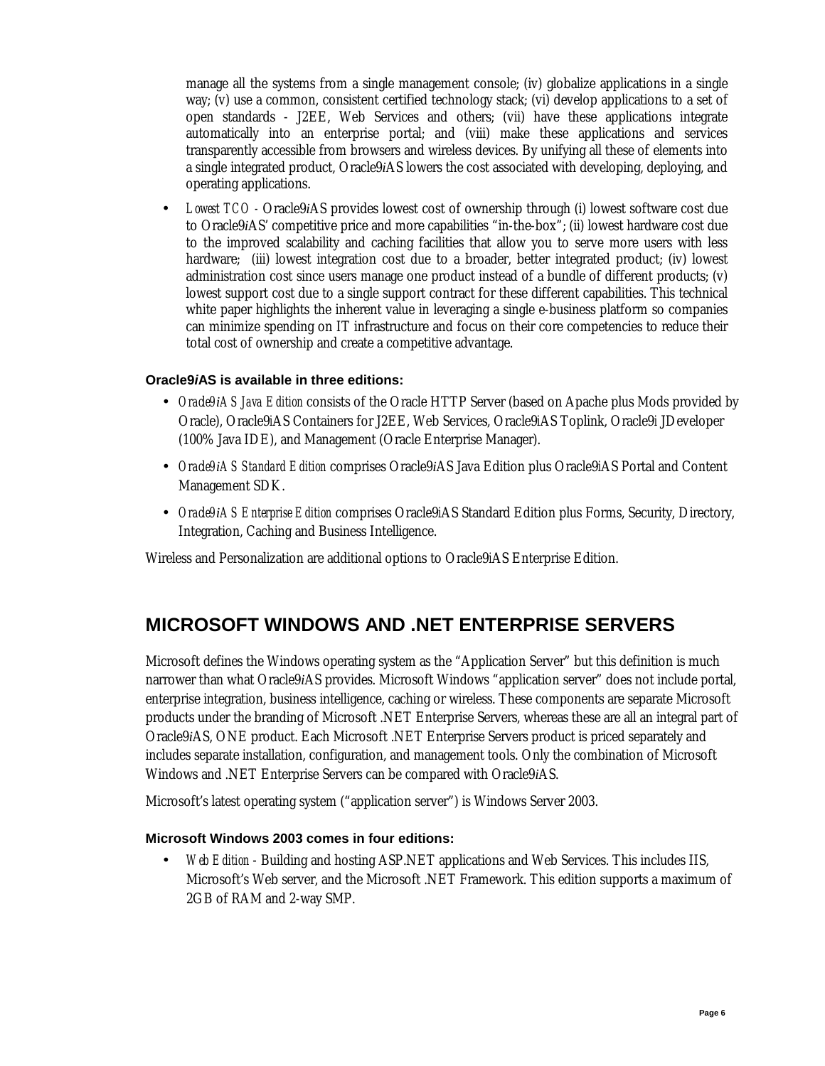manage all the systems from a single management console; (iv) globalize applications in a single way; (v) use a common, consistent certified technology stack; (vi) develop applications to a set of open standards - J2EE, Web Services and others; (vii) have these applications integrate automatically into an enterprise portal; and (viii) make these applications and services transparently accessible from browsers and wireless devices. By unifying all these of elements into a single integrated product, Oracle9*i*AS lowers the cost associated with developing, deploying, and operating applications.

- *Lowest TCO* - Oracle9*i*AS provides lowest cost of ownership through (i) lowest software cost due to Oracle9*i*AS' competitive price and more capabilities "in-the-box"; (ii) lowest hardware cost due to the improved scalability and caching facilities that allow you to serve more users with less hardware; (iii) lowest integration cost due to a broader, better integrated product; (iv) lowest administration cost since users manage one product instead of a bundle of different products; (v) lowest support cost due to a single support contract for these different capabilities. This technical white paper highlights the inherent value in leveraging a single e-business platform so companies can minimize spending on IT infrastructure and focus on their core competencies to reduce their total cost of ownership and create a competitive advantage.

#### Oracle9*i*AS is available in three editions:

- *Oracle9iAS Java Edition* consists of the Oracle HTTP Server (based on Apache plus Mods provided by Oracle), Oracle9iAS Containers for J2EE, Web Services, Oracle9iAS Toplink, Oracle9i JDeveloper (100% Java IDE), and Management (Oracle Enterprise Manager).
- *Oracle9iAS Standard Edition* comprises Oracle9*i*AS Java Edition plus Oracle9iAS Portal and Content Management SDK.
- *Oracle9iAS Enterprise Edition* comprises Oracle9iAS Standard Edition plus Forms, Security, Directory, Integration, Caching and Business Intelligence.

Wireless and Personalization are additional options to Oracle9iAS Enterprise Edition.

## MICROSOFT WINDOWS AND .NET ENTERPRISE SERVERS

Microsoft defines the Windows operating system as the "Application Server" but this definition is much narrower than what Oracle9*i*AS provides. Microsoft Windows "application server" does not include portal, enterprise integration, business intelligence, caching or wireless. These components are separate Microsoft products under the branding of Microsoft .NET Enterprise Servers, whereas these are all an integral part of Oracle9*i*AS, ONE product. Each Microsoft .NET Enterprise Servers product is priced separately and includes separate installation, configuration, and management tools. Only the combination of Microsoft Windows and .NET Enterprise Servers can be compared with Oracle9*i*AS.

Microsoft's latest operating system ("application server") is Windows Server 2003.

#### Microsoft Windows 2003 comes in four editions:

- *Web Edition* - Building and hosting ASP.NET applications and Web Services. This includes IIS, Microsoft's Web server, and the Microsoft .NET Framework. This edition supports a maximum of 2GB of RAM and 2-way SMP.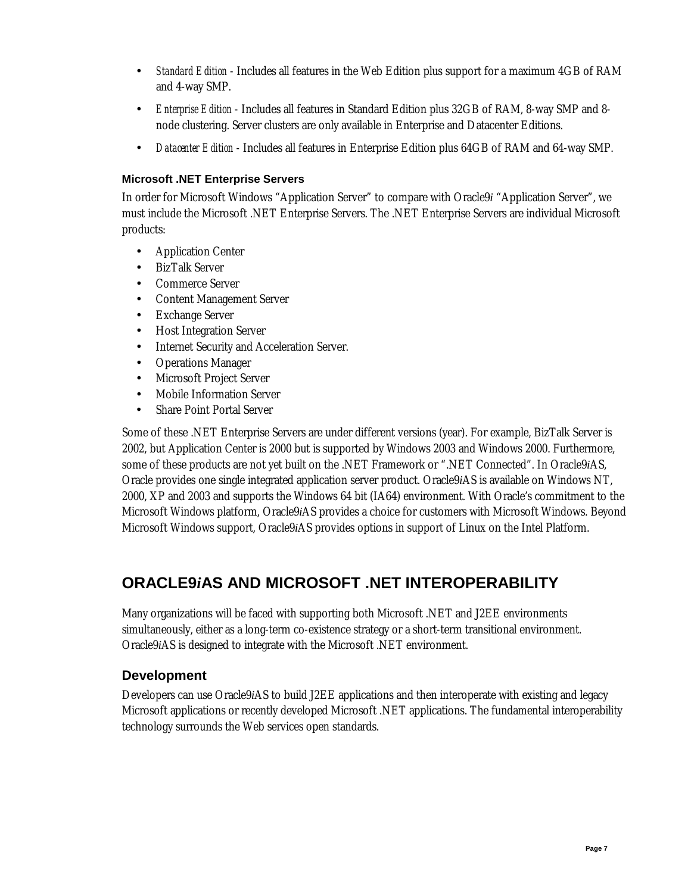- *Standard Edition* - Includes all features in the Web Edition plus support for a maximum 4GB of RAM and 4-way SMP.
- *Enterprise Edition* - Includes all features in Standard Edition plus 32GB of RAM, 8-way SMP and 8-node clustering. Server clusters are only available in Enterprise and Datacenter Editions.
- *Datacenter Edition* - Includes all features in Enterprise Edition plus 64GB of RAM and 64-way SMP.

### Microsoft .NET Enterprise Servers

In order for Microsoft Windows "Application Server" to compare with Oracle9*i* "Application Server", we must include the Microsoft .NET Enterprise Servers. The .NET Enterprise Servers are individual Microsoft products:

- Application Center
- BizTalk Server
- Commerce Server
- Content Management Server
- Exchange Server
- Host Integration Server
- Internet Security and Acceleration Server.
- Operations Manager
- Microsoft Project Server
- Mobile Information Server
- Share Point Portal Server

Some of these .NET Enterprise Servers are under different versions (year). For example, BizTalk Server is 2002, but Application Center is 2000 but is supported by Windows 2003 and Windows 2000. Furthermore, some of these products are not yet built on the .NET Framework or ".NET Connected". In Oracle9*i*AS, Oracle provides one single integrated application server product. Oracle9*i*AS is available on Windows NT, 2000, XP and 2003 and supports the Windows 64 bit (IA64) environment. With Oracle's commitment to the Microsoft Windows platform, Oracle9*i*AS provides a choice for customers with Microsoft Windows. Beyond Microsoft Windows support, Oracle9*i*AS provides options in support of Linux on the Intel Platform.

# ORACLE9*i*AS AND MICROSOFT .NET INTEROPERABILITY

Many organizations will be faced with supporting both Microsoft .NET and J2EE environments simultaneously, either as a long-term co-existence strategy or a short-term transitional environment. Oracle9*i*AS is designed to integrate with the Microsoft .NET environment.

## Development

Developers can use Oracle9*i*AS to build J2EE applications and then interoperate with existing and legacy Microsoft applications or recently developed Microsoft .NET applications. The fundamental interoperability technology surrounds the Web services open standards.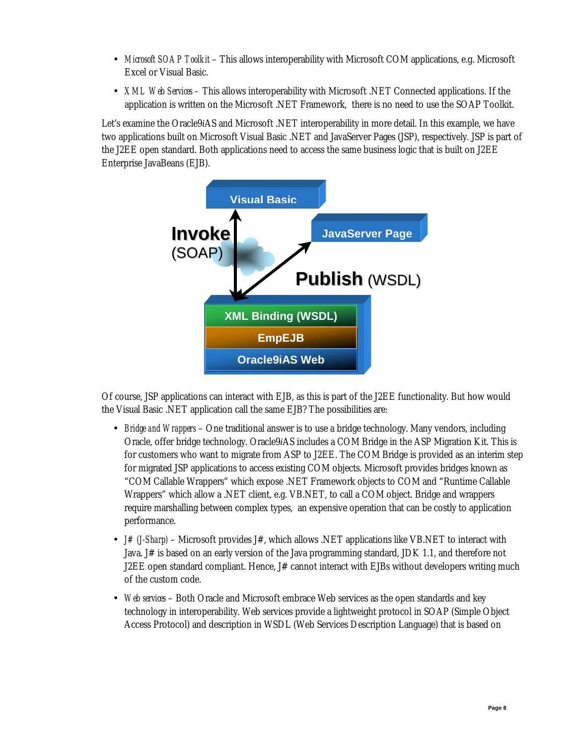- *Microsoft SOAP Toolkit* – This allows interoperability with Microsoft COM applications, e.g. Microsoft Excel or Visual Basic.
- *XML Web Services* – This allows interoperability with Microsoft .NET Connected applications. If the application is written on the Microsoft .NET Framework, there is no need to use the SOAP Toolkit.

Let's examine the Oracle9*i*AS and Microsoft .NET interoperability in more detail. In this example, we have two applications built on Microsoft Visual Basic .NET and JavaServer Pages (JSP), respectively. JSP is part of the J2EE open standard. Both applications need to access the same business logic that is built on J2EE Enterprise JavaBeans (EJB).

Of course, JSP applications can interact with EJB, as this is part of the J2EE functionality. But how would the Visual Basic .NET application call the same EJB? The possibilities are:

- *Bridge and Wrappers* – One traditional answer is to use a bridge technology. Many vendors, including Oracle, offer bridge technology. Oracle9*i*AS includes a COM Bridge in the ASP Migration Kit. This is for customers who want to migrate from ASP to J2EE. The COM Bridge is provided as an interim step for migrated JSP applications to access existing COM objects. Microsoft provides bridges known as "COM Callable Wrappers" which expose .NET Framework objects to COM and "Runtime Callable Wrappers" which allow a .NET client, e.g. VB.NET, to call a COM object. Bridge and wrappers require marshalling between complex types, an expensive operation that can be costly to application performance.
- *J# (J-Sharp)* – Microsoft provides J#, which allows .NET applications like VB.NET to interact with Java. J# is based on an early version of the Java programming standard, JDK 1.1, and therefore not J2EE open standard compliant. Hence, J# cannot interact with EJBs without developers writing much of the custom code.
- *Web services* – Both Oracle and Microsoft embrace Web services as the open standards and key technology in interoperability. Web services provide a lightweight protocol in SOAP (Simple Object Access Protocol) and description in WSDL (Web Services Description Language) that is based on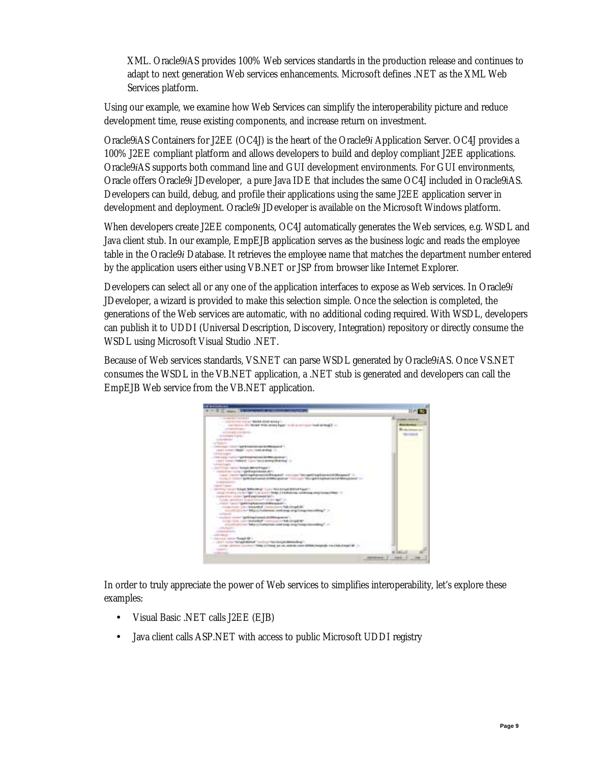XML. Oracle9*i*AS provides 100% Web services standards in the production release and continues to adapt to next generation Web services enhancements. Microsoft defines .NET as the XML Web Services platform.

Using our example, we examine how Web Services can simplify the interoperability picture and reduce development time, reuse existing components, and increase return on investment.

Oracle9iAS Containers for J2EE (OC4J) is the heart of the Oracle9*i* Application Server. OC4J provides a 100% J2EE compliant platform and allows developers to build and deploy compliant J2EE applications. Oracle9*i*AS supports both command line and GUI development environments. For GUI environments, Oracle offers Oracle9*i* JDeveloper, a pure Java IDE that includes the same OC4J included in Oracle9iAS. Developers can build, debug, and profile their applications using the same J2EE application server in development and deployment. Oracle9*i* JDeveloper is available on the Microsoft Windows platform.

When developers create J2EE components, OC4J automatically generates the Web services, e.g. WSDL and Java client stub. In our example, EmpEJB application serves as the business logic and reads the employee table in the Oracle9*i* Database. It retrieves the employee name that matches the department number entered by the application users either using VB.NET or JSP from browser like Internet Explorer.

Developers can select all or any one of the application interfaces to expose as Web services. In Oracle9*i* JDeveloper, a wizard is provided to make this selection simple. Once the selection is completed, the generations of the Web services are automatic, with no additional coding required. With WSDL, developers can publish it to UDDI (Universal Description, Discovery, Integration) repository or directly consume the WSDL using Microsoft Visual Studio .NET.

Because of Web services standards, VS.NET can parse WSDL generated by Oracle9*i*AS. Once VS.NET consumes the WSDL in the VB.NET application, a .NET stub is generated and developers can call the EmpEJB Web service from the VB.NET application.

In order to truly appreciate the power of Web services to simplifies interoperability, let's explore these examples:

- Visual Basic .NET calls J2EE (EJB)
- Java client calls ASP.NET with access to public Microsoft UDDI registry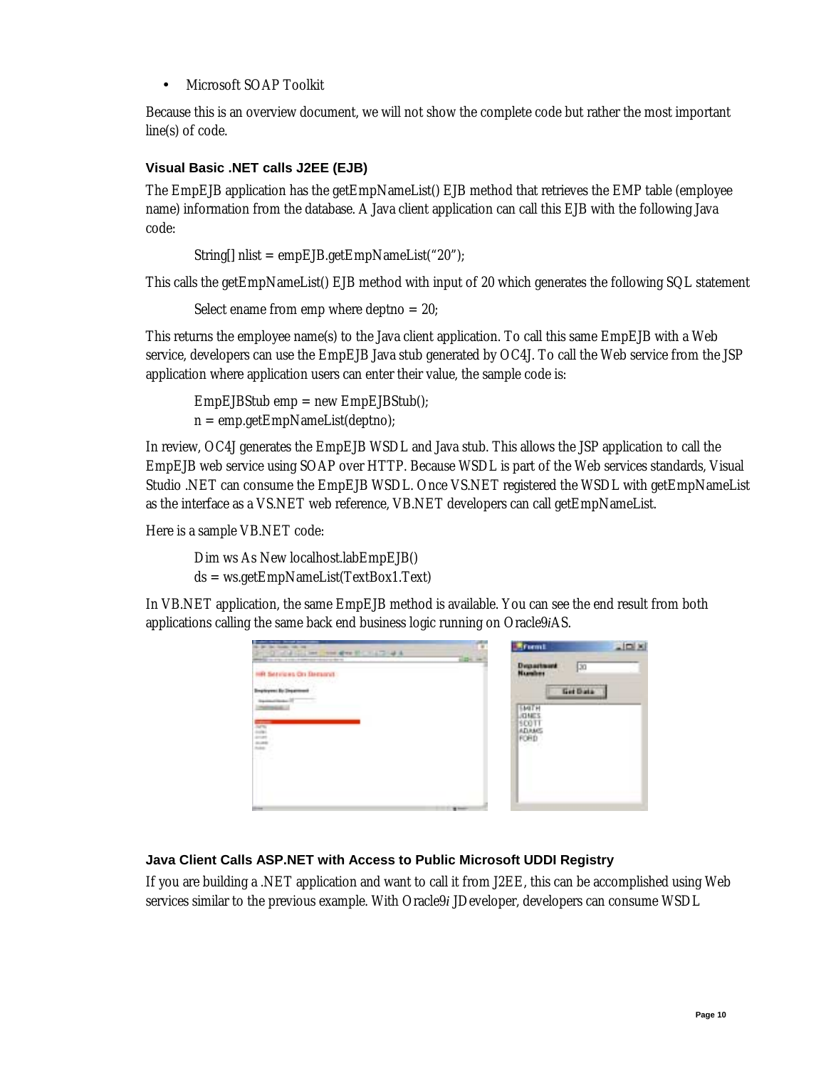- Microsoft SOAP Toolkit

Because this is an overview document, we will not show the complete code but rather the most important line(s) of code.

### Visual Basic .NET calls J2EE (EJB)

The EmpEJB application has the getEmpNameList() EJB method that retrieves the EMP table (employee name) information from the database. A Java client application can call this EJB with the following Java code:

```
String[] nlist = empEJB.getEmpNameList("20");
```

This calls the getEmpNameList() EJB method with input of 20 which generates the following SQL statement

```
Select ename from emp where deptno = 20;
```

This returns the employee name(s) to the Java client application. To call this same EmpEJB with a Web service, developers can use the EmpEJB Java stub generated by OC4J. To call the Web service from the JSP application where application users can enter their value, the sample code is:

```
EmpEJBStub emp = new EmpEJBStub();
n = emp.getEmpNameList(deptno);
```

In review, OC4J generates the EmpEJB WSDL and Java stub. This allows the JSP application to call the EmpEJB web service using SOAP over HTTP. Because WSDL is part of the Web services standards, Visual Studio .NET can consume the EmpEJB WSDL. Once VS.NET registered the WSDL with getEmpNameList as the interface as a VS.NET web reference, VB.NET developers can call getEmpNameList.

Here is a sample VB.NET code:

```
Dim ws As New localhost.labEmpEJB()
ds = ws.getEmpNameList(TextBox1.Text)
```

In VB.NET application, the same EmpEJB method is available. You can see the end result from both applications calling the same back end business logic running on Oracle9*i*AS.

### Java Client Calls ASP.NET with Access to Public Microsoft UDDI Registry

If you are building a .NET application and want to call it from J2EE, this can be accomplished using Web services similar to the previous example. With Oracle9*i* JDeveloper, developers can consume WSDL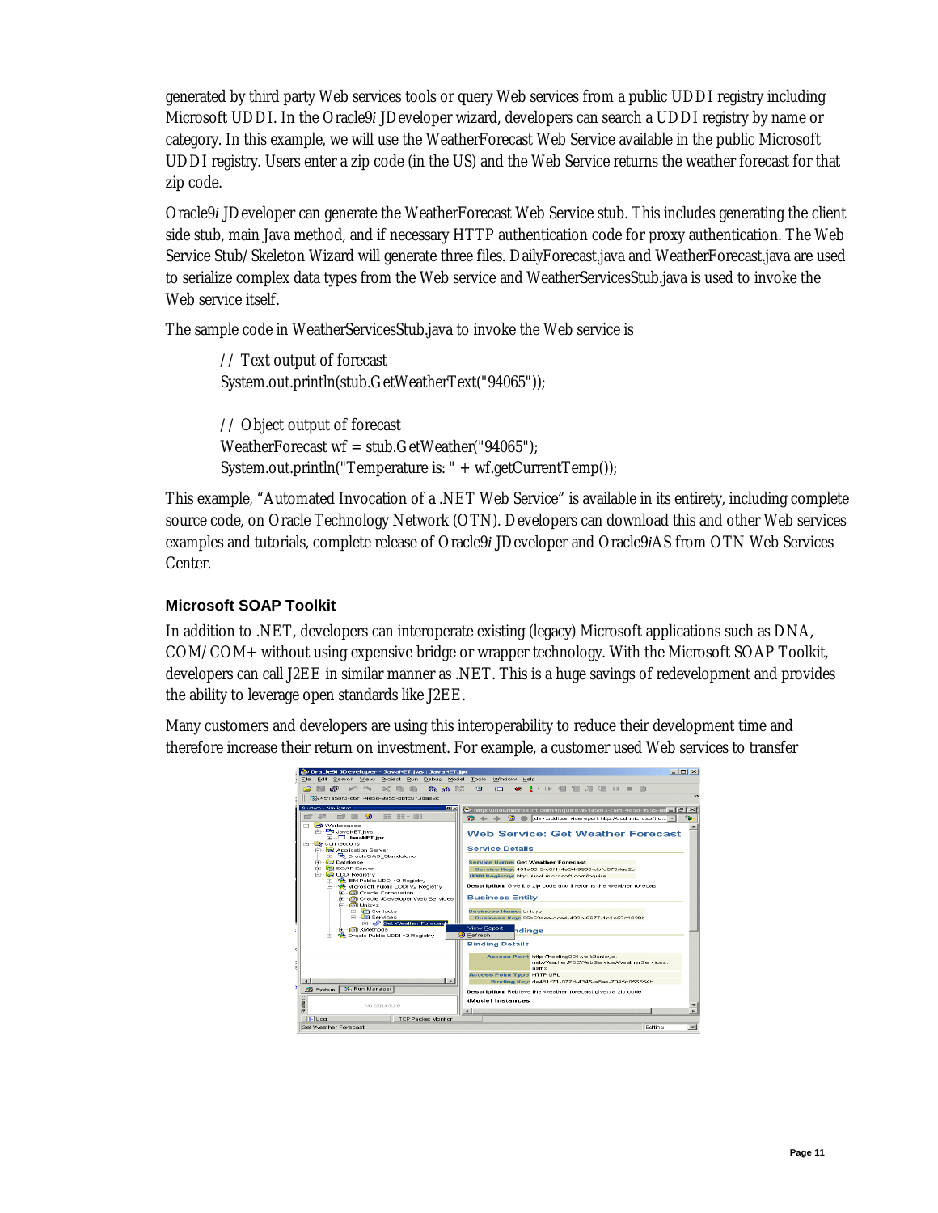generated by third party Web services tools or query Web services from a public UDDI registry including Microsoft UDDI. In the Oracle9*i* JDeveloper wizard, developers can search a UDDI registry by name or category. In this example, we will use the WeatherForecast Web Service available in the public Microsoft UDDI registry. Users enter a zip code (in the US) and the Web Service returns the weather forecast for that zip code.

Oracle9*i* JDeveloper can generate the WeatherForecast Web Service stub. This includes generating the client side stub, main Java method, and if necessary HTTP authentication code for proxy authentication. The Web Service Stub/Skeleton Wizard will generate three files. DailyForecast.java and WeatherForecast.java are used to serialize complex data types from the Web service and WeatherServicesStub.java is used to invoke the Web service itself.

The sample code in WeatherServicesStub.java to invoke the Web service is

```
// Text output of forecast
System.out.println(stub.GetWeatherText("94065"));

// Object output of forecast
WeatherForecast wf = stub.GetWeather("94065");
System.out.println("Temperature is: " + wf.getCurrentTemp());
```

This example, "Automated Invocation of a .NET Web Service" is available in its entirety, including complete source code, on Oracle Technology Network (OTN). Developers can download this and other Web services examples and tutorials, complete release of Oracle9*i* JDeveloper and Oracle9*i*AS from OTN Web Services Center.

### Microsoft SOAP Toolkit

In addition to .NET, developers can interoperate existing (legacy) Microsoft applications such as DNA, COM/COM+ without using expensive bridge or wrapper technology. With the Microsoft SOAP Toolkit, developers can call J2EE in similar manner as .NET. This is a huge savings of redevelopment and provides the ability to leverage open standards like J2EE.

Many customers and developers are using this interoperability to reduce their development time and therefore increase their return on investment. For example, a customer used Web services to transfer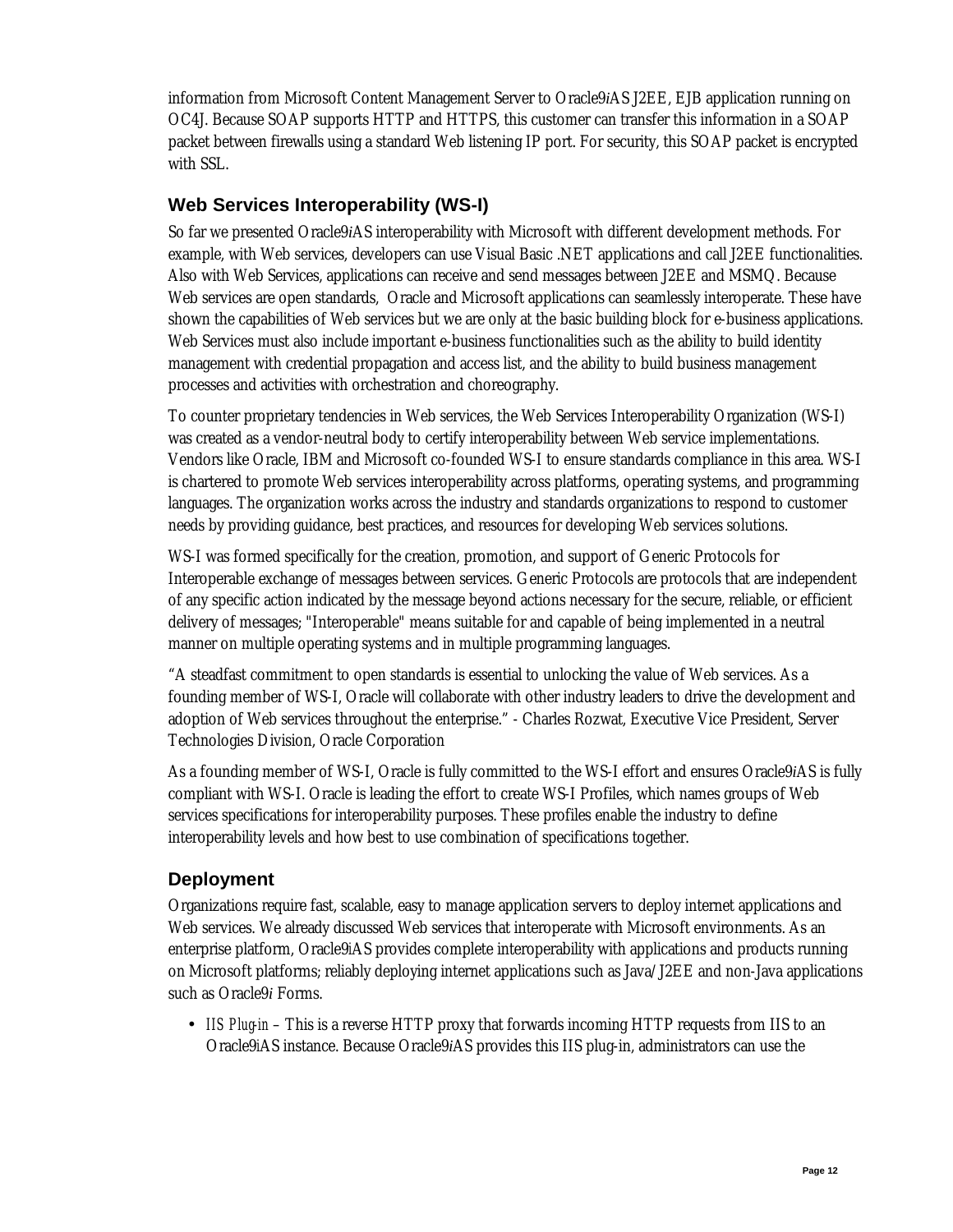information from Microsoft Content Management Server to Oracle9*i*AS J2EE, EJB application running on OC4J. Because SOAP supports HTTP and HTTPS, this customer can transfer this information in a SOAP packet between firewalls using a standard Web listening IP port. For security, this SOAP packet is encrypted with SSL.

## Web Services Interoperability (WS-I)

So far we presented Oracle9*i*AS interoperability with Microsoft with different development methods. For example, with Web services, developers can use Visual Basic .NET applications and call J2EE functionalities. Also with Web Services, applications can receive and send messages between J2EE and MSMQ. Because Web services are open standards, Oracle and Microsoft applications can seamlessly interoperate. These have shown the capabilities of Web services but we are only at the basic building block for e-business applications. Web Services must also include important e-business functionalities such as the ability to build identity management with credential propagation and access list, and the ability to build business management processes and activities with orchestration and choreography.

To counter proprietary tendencies in Web services, the Web Services Interoperability Organization (WS-I) was created as a vendor-neutral body to certify interoperability between Web service implementations. Vendors like Oracle, IBM and Microsoft co-founded WS-I to ensure standards compliance in this area. WS-I is chartered to promote Web services interoperability across platforms, operating systems, and programming languages. The organization works across the industry and standards organizations to respond to customer needs by providing guidance, best practices, and resources for developing Web services solutions.

WS-I was formed specifically for the creation, promotion, and support of Generic Protocols for Interoperable exchange of messages between services. Generic Protocols are protocols that are independent of any specific action indicated by the message beyond actions necessary for the secure, reliable, or efficient delivery of messages; "Interoperable" means suitable for and capable of being implemented in a neutral manner on multiple operating systems and in multiple programming languages.

"A steadfast commitment to open standards is essential to unlocking the value of Web services. As a founding member of WS-I, Oracle will collaborate with other industry leaders to drive the development and adoption of Web services throughout the enterprise." - Charles Rozwat, Executive Vice President, Server Technologies Division, Oracle Corporation

As a founding member of WS-I, Oracle is fully committed to the WS-I effort and ensures Oracle9*i*AS is fully compliant with WS-I. Oracle is leading the effort to create WS-I Profiles, which names groups of Web services specifications for interoperability purposes. These profiles enable the industry to define interoperability levels and how best to use combination of specifications together.

## Deployment

Organizations require fast, scalable, easy to manage application servers to deploy internet applications and Web services. We already discussed Web services that interoperate with Microsoft environments. As an enterprise platform, Oracle9*i*AS provides complete interoperability with applications and products running on Microsoft platforms; reliably deploying internet applications such as Java/J2EE and non-Java applications such as Oracle9*i* Forms.

- *IIS Plug-in* – This is a reverse HTTP proxy that forwards incoming HTTP requests from IIS to an Oracle9*i*AS instance. Because Oracle9*i*AS provides this IIS plug-in, administrators can use the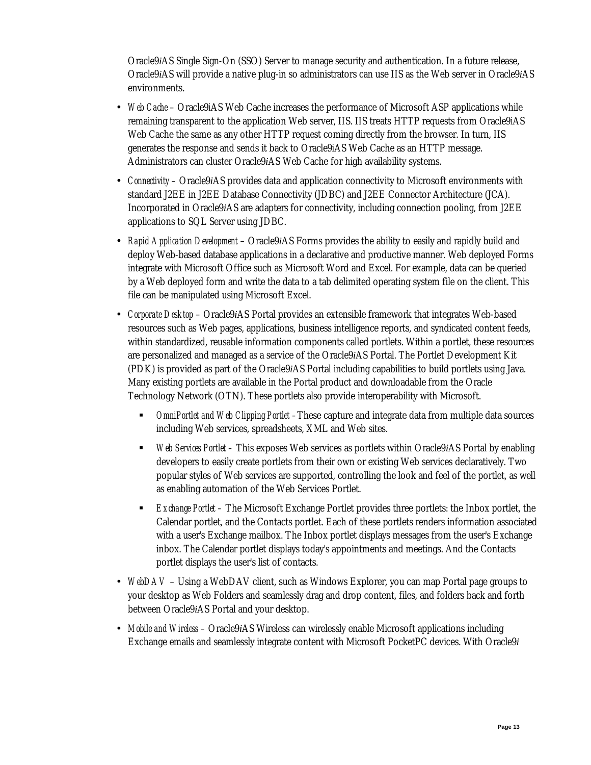Oracle9*i*AS Single Sign-On (SSO) Server to manage security and authentication. In a future release, Oracle9*i*AS will provide a native plug-in so administrators can use IIS as the Web server in Oracle9*i*AS environments.

- *Web Cache* – Oracle9iAS Web Cache increases the performance of Microsoft ASP applications while remaining transparent to the application Web server, IIS. IIS treats HTTP requests from Oracle9iAS Web Cache the same as any other HTTP request coming directly from the browser. In turn, IIS generates the response and sends it back to Oracle9iAS Web Cache as an HTTP message. Administrators can cluster Oracle9*i*AS Web Cache for high availability systems.
- *Connectivity* – Oracle9*i*AS provides data and application connectivity to Microsoft environments with standard J2EE in J2EE Database Connectivity (JDBC) and J2EE Connector Architecture (JCA). Incorporated in Oracle9*i*AS are adapters for connectivity, including connection pooling, from J2EE applications to SQL Server using JDBC.
- *Rapid Application Development* – Oracle9*i*AS Forms provides the ability to easily and rapidly build and deploy Web-based database applications in a declarative and productive manner. Web deployed Forms integrate with Microsoft Office such as Microsoft Word and Excel. For example, data can be queried by a Web deployed form and write the data to a tab delimited operating system file on the client. This file can be manipulated using Microsoft Excel.
- *Corporate Desktop* – Oracle9*i*AS Portal provides an extensible framework that integrates Web-based resources such as Web pages, applications, business intelligence reports, and syndicated content feeds, within standardized, reusable information components called portlets. Within a portlet, these resources are personalized and managed as a service of the Oracle9*i*AS Portal. The Portlet Development Kit (PDK) is provided as part of the Oracle9*i*AS Portal including capabilities to build portlets using Java. Many existing portlets are available in the Portal product and downloadable from the Oracle Technology Network (OTN). These portlets also provide interoperability with Microsoft.
  - *OmniPortlet and Web Clipping Portlet* – These capture and integrate data from multiple data sources including Web services, spreadsheets, XML and Web sites.
  - *Web Services Portlet* – This exposes Web services as portlets within Oracle9*i*AS Portal by enabling developers to easily create portlets from their own or existing Web services declaratively. Two popular styles of Web services are supported, controlling the look and feel of the portlet, as well as enabling automation of the Web Services Portlet.
  - *Exchange Portlet* – The Microsoft Exchange Portlet provides three portlets: the Inbox portlet, the Calendar portlet, and the Contacts portlet. Each of these portlets renders information associated with a user's Exchange mailbox. The Inbox portlet displays messages from the user's Exchange inbox. The Calendar portlet displays today's appointments and meetings. And the Contacts portlet displays the user's list of contacts.
- *WebDAV* – Using a WebDAV client, such as Windows Explorer, you can map Portal page groups to your desktop as Web Folders and seamlessly drag and drop content, files, and folders back and forth between Oracle9*i*AS Portal and your desktop.
- *Mobile and Wireless* – Oracle9*i*AS Wireless can wirelessly enable Microsoft applications including Exchange emails and seamlessly integrate content with Microsoft PocketPC devices. With Oracle9*i*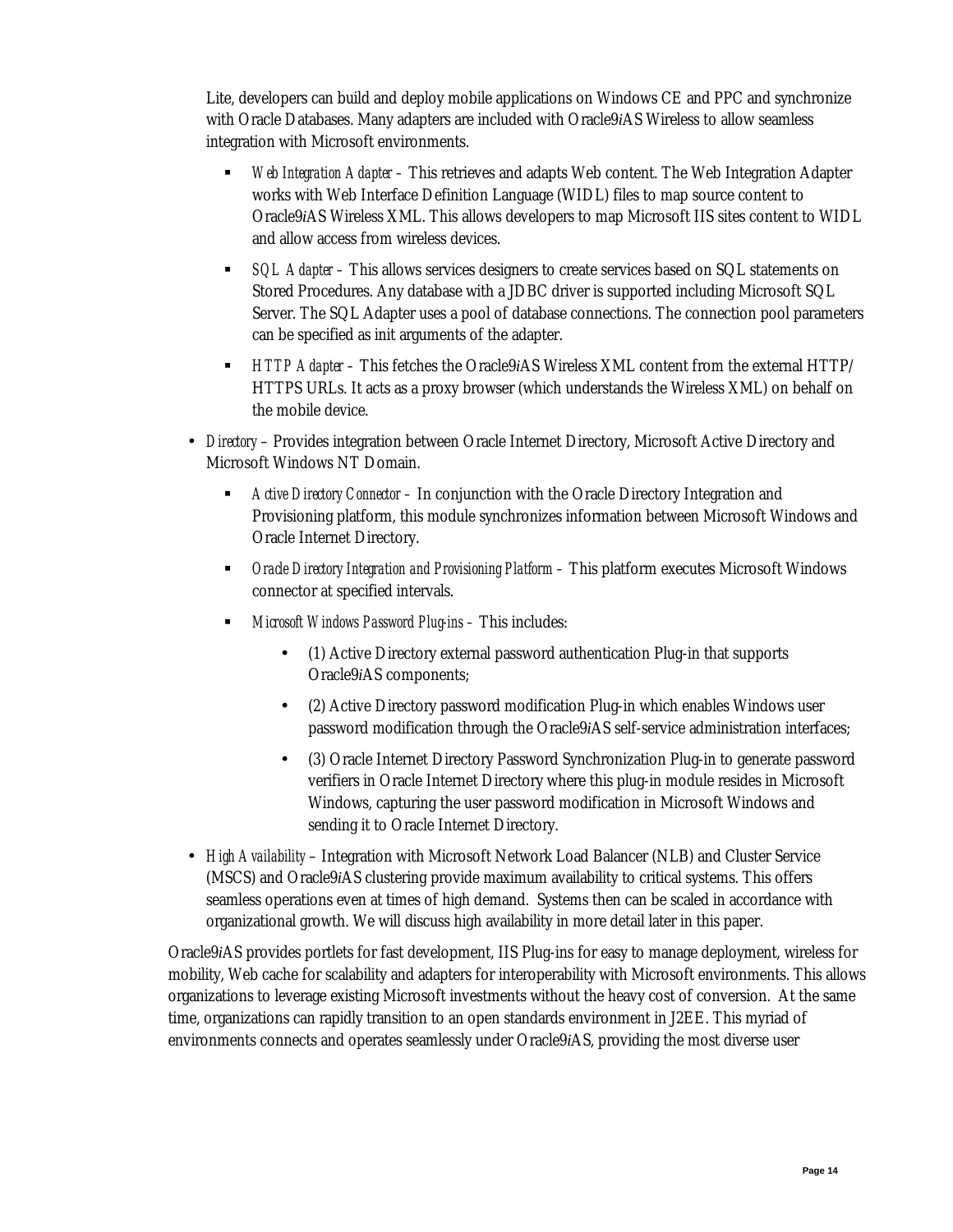Lite, developers can build and deploy mobile applications on Windows CE and PPC and synchronize with Oracle Databases. Many adapters are included with Oracle9*i*AS Wireless to allow seamless integration with Microsoft environments.

  - *Web Integration Adapter* – This retrieves and adapts Web content. The Web Integration Adapter works with Web Interface Definition Language (WIDL) files to map source content to Oracle9*i*AS Wireless XML. This allows developers to map Microsoft IIS sites content to WIDL and allow access from wireless devices.
  - *SQL Adapter* – This allows services designers to create services based on SQL statements on Stored Procedures. Any database with a JDBC driver is supported including Microsoft SQL Server. The SQL Adapter uses a pool of database connections. The connection pool parameters can be specified as init arguments of the adapter.
  - *HTTP Adapter* – This fetches the Oracle9*i*AS Wireless XML content from the external HTTP/HTTPS URLs. It acts as a proxy browser (which understands the Wireless XML) on behalf on the mobile device.

- *Directory* – Provides integration between Oracle Internet Directory, Microsoft Active Directory and Microsoft Windows NT Domain.
  - *Active Directory Connector* – In conjunction with the Oracle Directory Integration and Provisioning platform, this module synchronizes information between Microsoft Windows and Oracle Internet Directory.
  - *Oracle Directory Integration and Provisioning Platform* – This platform executes Microsoft Windows connector at specified intervals.
  - *Microsoft Windows Password Plug-ins* – This includes:
    - (1) Active Directory external password authentication Plug-in that supports Oracle9*i*AS components;
    - (2) Active Directory password modification Plug-in which enables Windows user password modification through the Oracle9*i*AS self-service administration interfaces;
    - (3) Oracle Internet Directory Password Synchronization Plug-in to generate password verifiers in Oracle Internet Directory where this plug-in module resides in Microsoft Windows, capturing the user password modification in Microsoft Windows and sending it to Oracle Internet Directory.
- *High Availability* – Integration with Microsoft Network Load Balancer (NLB) and Cluster Service (MSCS) and Oracle9*i*AS clustering provide maximum availability to critical systems. This offers seamless operations even at times of high demand. Systems then can be scaled in accordance with organizational growth. We will discuss high availability in more detail later in this paper.

Oracle9*i*AS provides portlets for fast development, IIS Plug-ins for easy to manage deployment, wireless for mobility, Web cache for scalability and adapters for interoperability with Microsoft environments. This allows organizations to leverage existing Microsoft investments without the heavy cost of conversion. At the same time, organizations can rapidly transition to an open standards environment in J2EE. This myriad of environments connects and operates seamlessly under Oracle9*i*AS, providing the most diverse user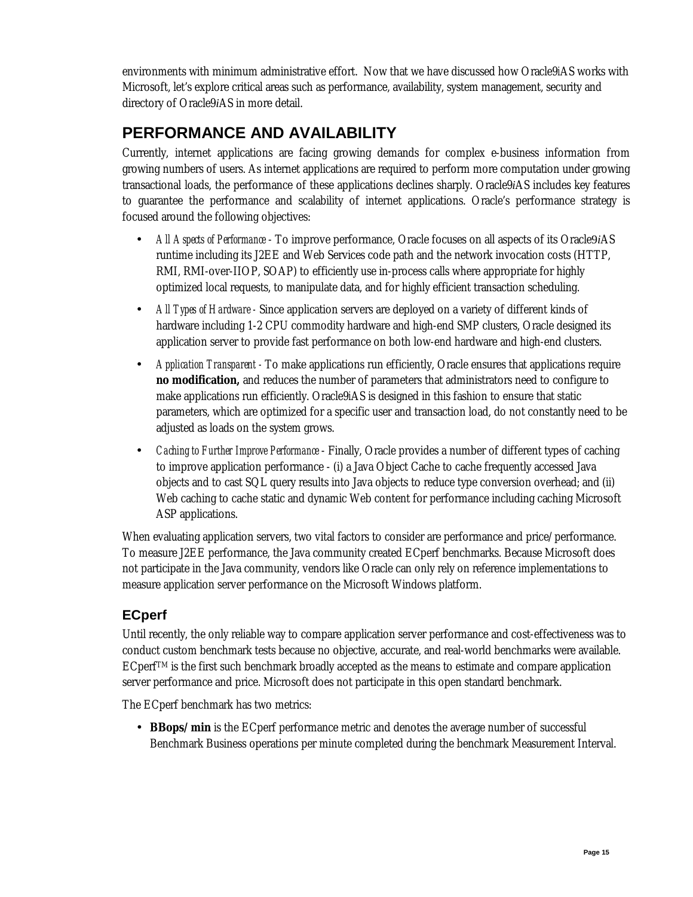environments with minimum administrative effort. Now that we have discussed how Oracle9iAS works with Microsoft, let's explore critical areas such as performance, availability, system management, security and directory of Oracle9*i*AS in more detail.

## PERFORMANCE AND AVAILABILITY

Currently, internet applications are facing growing demands for complex e-business information from growing numbers of users. As internet applications are required to perform more computation under growing transactional loads, the performance of these applications declines sharply. Oracle9*i*AS includes key features to guarantee the performance and scalability of internet applications. Oracle's performance strategy is focused around the following objectives:

- *All Aspects of Performance* - To improve performance, Oracle focuses on all aspects of its Oracle9*i*AS runtime including its J2EE and Web Services code path and the network invocation costs (HTTP, RMI, RMI-over-IIOP, SOAP) to efficiently use in-process calls where appropriate for highly optimized local requests, to manipulate data, and for highly efficient transaction scheduling.
- *All Types of Hardware* - Since application servers are deployed on a variety of different kinds of hardware including 1-2 CPU commodity hardware and high-end SMP clusters, Oracle designed its application server to provide fast performance on both low-end hardware and high-end clusters.
- *Application Transparent* - To make applications run efficiently, Oracle ensures that applications require **no modification,** and reduces the number of parameters that administrators need to configure to make applications run efficiently. Oracle9iAS is designed in this fashion to ensure that static parameters, which are optimized for a specific user and transaction load, do not constantly need to be adjusted as loads on the system grows.
- *Caching to Further Improve Performance* - Finally, Oracle provides a number of different types of caching to improve application performance - (i) a Java Object Cache to cache frequently accessed Java objects and to cast SQL query results into Java objects to reduce type conversion overhead; and (ii) Web caching to cache static and dynamic Web content for performance including caching Microsoft ASP applications.

When evaluating application servers, two vital factors to consider are performance and price/performance. To measure J2EE performance, the Java community created ECperf benchmarks. Because Microsoft does not participate in the Java community, vendors like Oracle can only rely on reference implementations to measure application server performance on the Microsoft Windows platform.

### ECperf

Until recently, the only reliable way to compare application server performance and cost-effectiveness was to conduct custom benchmark tests because no objective, accurate, and real-world benchmarks were available. ECperf™ is the first such benchmark broadly accepted as the means to estimate and compare application server performance and price. Microsoft does not participate in this open standard benchmark.

The ECperf benchmark has two metrics:

- **BBops/min** is the ECperf performance metric and denotes the average number of successful Benchmark Business operations per minute completed during the benchmark Measurement Interval.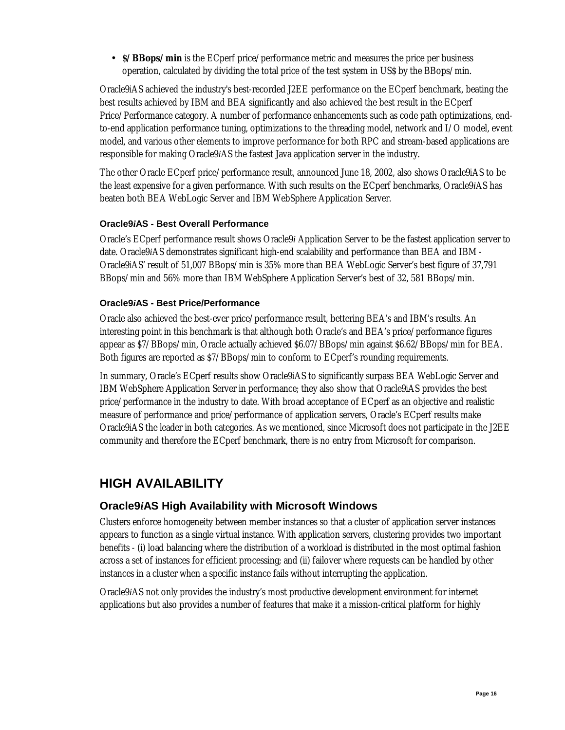- **$/BBops/min** is the ECperf price/performance metric and measures the price per business operation, calculated by dividing the total price of the test system in US$ by the BBops/min.

Oracle9iAS achieved the industry's best-recorded J2EE performance on the ECperf benchmark, beating the best results achieved by IBM and BEA significantly and also achieved the best result in the ECperf Price/Performance category. A number of performance enhancements such as code path optimizations, end-to-end application performance tuning, optimizations to the threading model, network and I/O model, event model, and various other elements to improve performance for both RPC and stream-based applications are responsible for making Oracle9*i*AS the fastest Java application server in the industry.

The other Oracle ECperf price/performance result, announced June 18, 2002, also shows Oracle9iAS to be the least expensive for a given performance. With such results on the ECperf benchmarks, Oracle9*i*AS has beaten both BEA WebLogic Server and IBM WebSphere Application Server.

#### Oracle9*i*AS - Best Overall Performance

Oracle's ECperf performance result shows Oracle9*i* Application Server to be the fastest application server to date. Oracle9*i*AS demonstrates significant high-end scalability and performance than BEA and IBM - Oracle9iAS' result of 51,007 BBops/min is 35% more than BEA WebLogic Server's best figure of 37,791 BBops/min and 56% more than IBM WebSphere Application Server's best of 32, 581 BBops/min.

#### Oracle9*i*AS - Best Price/Performance

Oracle also achieved the best-ever price/performance result, bettering BEA's and IBM's results. An interesting point in this benchmark is that although both Oracle's and BEA's price/performance figures appear as $7/BBops/min, Oracle actually achieved $6.07/BBops/min against $6.62/BBops/min for BEA. Both figures are reported as $7/BBops/min to conform to ECperf's rounding requirements.

In summary, Oracle's ECperf results show Oracle9iAS to significantly surpass BEA WebLogic Server and IBM WebSphere Application Server in performance; they also show that Oracle9iAS provides the best price/performance in the industry to date. With broad acceptance of ECperf as an objective and realistic measure of performance and price/performance of application servers, Oracle's ECperf results make Oracle9iAS the leader in both categories. As we mentioned, since Microsoft does not participate in the J2EE community and therefore the ECperf benchmark, there is no entry from Microsoft for comparison.

## HIGH AVAILABILITY

### Oracle9*i*AS High Availability with Microsoft Windows

Clusters enforce homogeneity between member instances so that a cluster of application server instances appears to function as a single virtual instance. With application servers, clustering provides two important benefits - (i) load balancing where the distribution of a workload is distributed in the most optimal fashion across a set of instances for efficient processing; and (ii) failover where requests can be handled by other instances in a cluster when a specific instance fails without interrupting the application.

Oracle9*i*AS not only provides the industry's most productive development environment for internet applications but also provides a number of features that make it a mission-critical platform for highly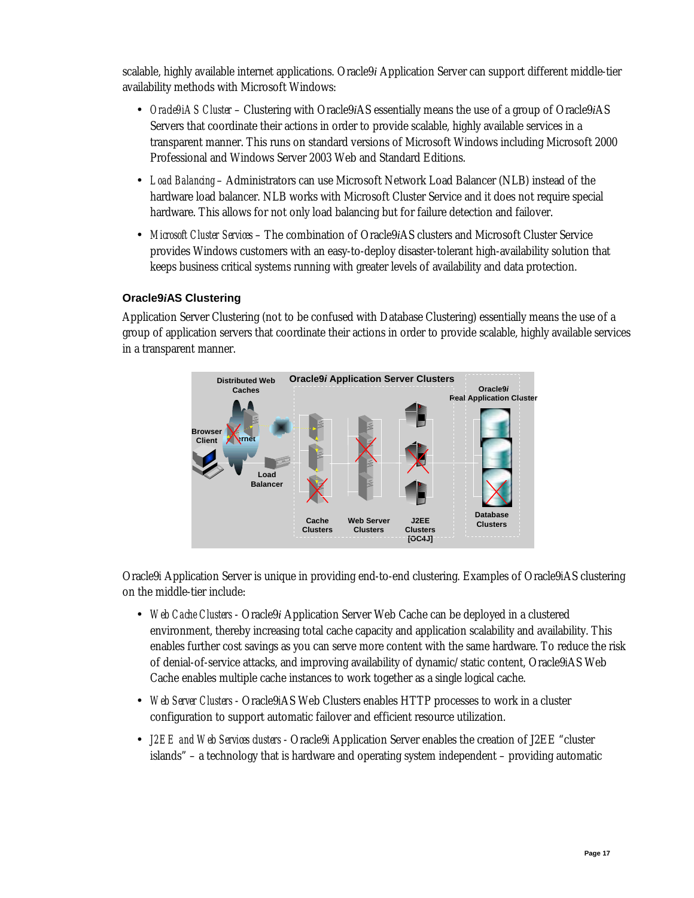scalable, highly available internet applications. Oracle9*i* Application Server can support different middle-tier availability methods with Microsoft Windows:

- *Oracle9iAS Cluster* – Clustering with Oracle9*i*AS essentially means the use of a group of Oracle9*i*AS Servers that coordinate their actions in order to provide scalable, highly available services in a transparent manner. This runs on standard versions of Microsoft Windows including Microsoft 2000 Professional and Windows Server 2003 Web and Standard Editions.
- *Load Balancing* – Administrators can use Microsoft Network Load Balancer (NLB) instead of the hardware load balancer. NLB works with Microsoft Cluster Service and it does not require special hardware. This allows for not only load balancing but for failure detection and failover.
- *Microsoft Cluster Services* – The combination of Oracle9*i*AS clusters and Microsoft Cluster Service provides Windows customers with an easy-to-deploy disaster-tolerant high-availability solution that keeps business critical systems running with greater levels of availability and data protection.

### Oracle9*i*AS Clustering

Application Server Clustering (not to be confused with Database Clustering) essentially means the use of a group of application servers that coordinate their actions in order to provide scalable, highly available services in a transparent manner.

Oracle9i Application Server is unique in providing end-to-end clustering. Examples of Oracle9iAS clustering on the middle-tier include:

- *Web Cache Clusters* - Oracle9*i* Application Server Web Cache can be deployed in a clustered environment, thereby increasing total cache capacity and application scalability and availability. This enables further cost savings as you can serve more content with the same hardware. To reduce the risk of denial-of-service attacks, and improving availability of dynamic/static content, Oracle9iAS Web Cache enables multiple cache instances to work together as a single logical cache.
- *Web Server Clusters* - Oracle9iAS Web Clusters enables HTTP processes to work in a cluster configuration to support automatic failover and efficient resource utilization.
- *J2EE and Web Services clusters* - Oracle9i Application Server enables the creation of J2EE "cluster islands" – a technology that is hardware and operating system independent – providing automatic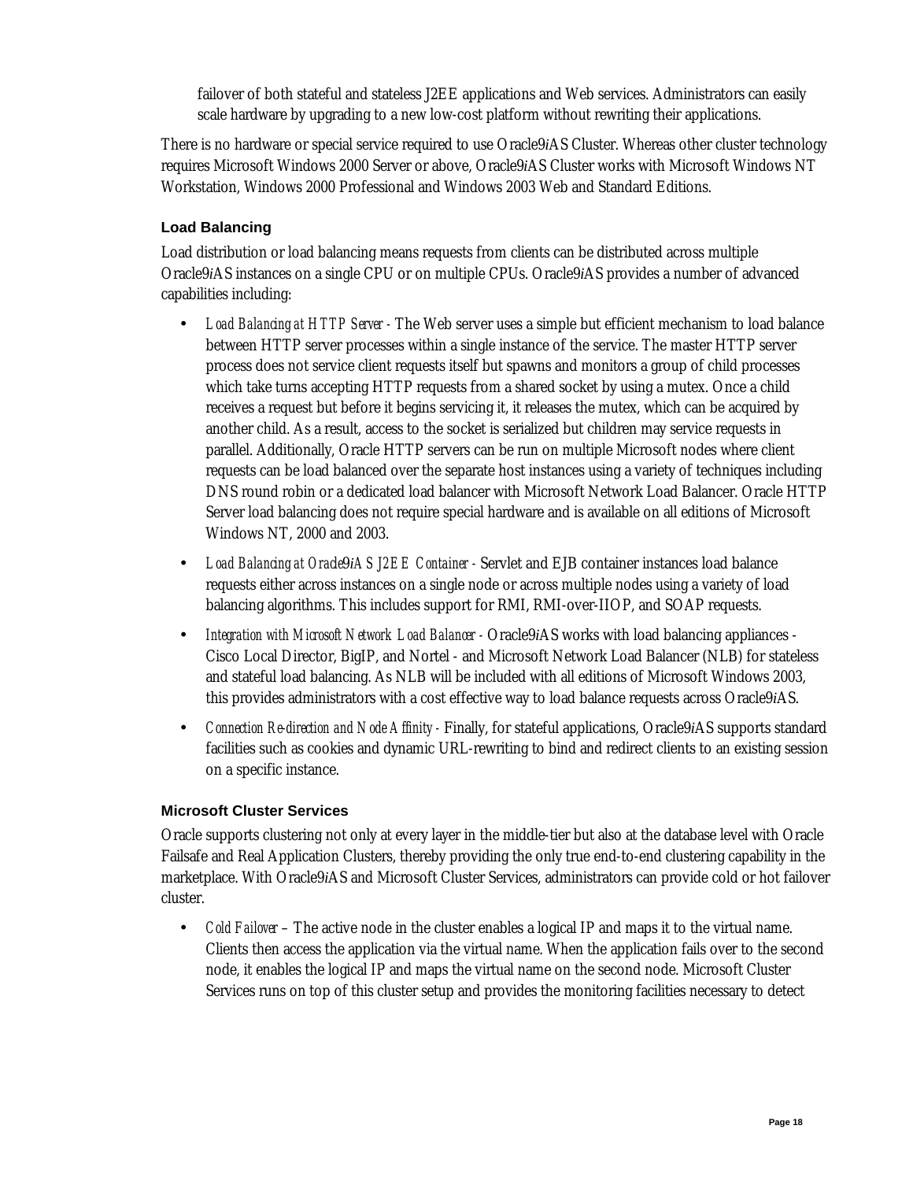failover of both stateful and stateless J2EE applications and Web services. Administrators can easily scale hardware by upgrading to a new low-cost platform without rewriting their applications.

There is no hardware or special service required to use Oracle9*i*AS Cluster. Whereas other cluster technology requires Microsoft Windows 2000 Server or above, Oracle9*i*AS Cluster works with Microsoft Windows NT Workstation, Windows 2000 Professional and Windows 2003 Web and Standard Editions.

### Load Balancing

Load distribution or load balancing means requests from clients can be distributed across multiple Oracle9*i*AS instances on a single CPU or on multiple CPUs. Oracle9*i*AS provides a number of advanced capabilities including:

- *Load Balancing at HTTP Server* - The Web server uses a simple but efficient mechanism to load balance between HTTP server processes within a single instance of the service. The master HTTP server process does not service client requests itself but spawns and monitors a group of child processes which take turns accepting HTTP requests from a shared socket by using a mutex. Once a child receives a request but before it begins servicing it, it releases the mutex, which can be acquired by another child. As a result, access to the socket is serialized but children may service requests in parallel. Additionally, Oracle HTTP servers can be run on multiple Microsoft nodes where client requests can be load balanced over the separate host instances using a variety of techniques including DNS round robin or a dedicated load balancer with Microsoft Network Load Balancer. Oracle HTTP Server load balancing does not require special hardware and is available on all editions of Microsoft Windows NT, 2000 and 2003.
- *Load Balancing at Oracle9iAS J2EE Container* - Servlet and EJB container instances load balance requests either across instances on a single node or across multiple nodes using a variety of load balancing algorithms. This includes support for RMI, RMI-over-IIOP, and SOAP requests.
- *Integration with Microsoft Network Load Balancer* - Oracle9*i*AS works with load balancing appliances - Cisco Local Director, BigIP, and Nortel - and Microsoft Network Load Balancer (NLB) for stateless and stateful load balancing. As NLB will be included with all editions of Microsoft Windows 2003, this provides administrators with a cost effective way to load balance requests across Oracle9*i*AS.
- *Connection Re-direction and Node Affinity* - Finally, for stateful applications, Oracle9*i*AS supports standard facilities such as cookies and dynamic URL-rewriting to bind and redirect clients to an existing session on a specific instance.

### Microsoft Cluster Services

Oracle supports clustering not only at every layer in the middle-tier but also at the database level with Oracle Failsafe and Real Application Clusters, thereby providing the only true end-to-end clustering capability in the marketplace. With Oracle9*i*AS and Microsoft Cluster Services, administrators can provide cold or hot failover cluster.

- *Cold Failover* – The active node in the cluster enables a logical IP and maps it to the virtual name. Clients then access the application via the virtual name. When the application fails over to the second node, it enables the logical IP and maps the virtual name on the second node. Microsoft Cluster Services runs on top of this cluster setup and provides the monitoring facilities necessary to detect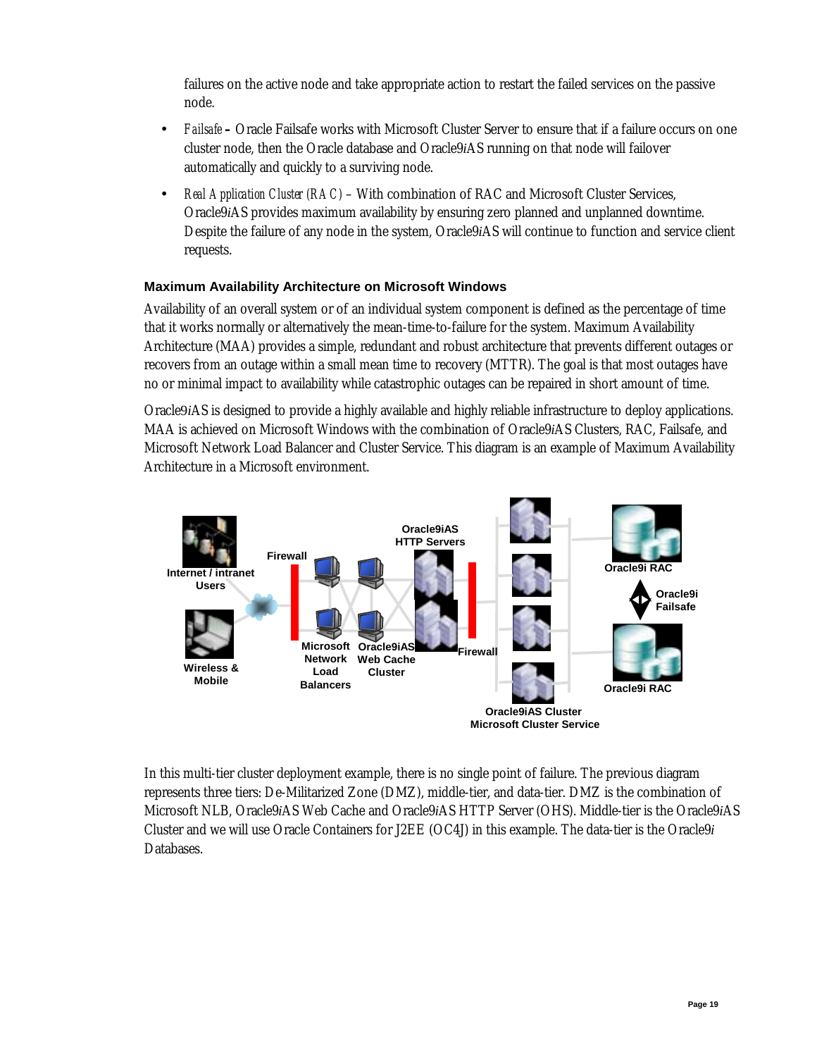failures on the active node and take appropriate action to restart the failed services on the passive node.

- *Failsafe* **–** Oracle Failsafe works with Microsoft Cluster Server to ensure that if a failure occurs on one cluster node, then the Oracle database and Oracle9*i*AS running on that node will failover automatically and quickly to a surviving node.
- *Real Application Cluster (RAC)* – With combination of RAC and Microsoft Cluster Services, Oracle9*i*AS provides maximum availability by ensuring zero planned and unplanned downtime. Despite the failure of any node in the system, Oracle9*i*AS will continue to function and service client requests.

### Maximum Availability Architecture on Microsoft Windows

Availability of an overall system or of an individual system component is defined as the percentage of time that it works normally or alternatively the mean-time-to-failure for the system. Maximum Availability Architecture (MAA) provides a simple, redundant and robust architecture that prevents different outages or recovers from an outage within a small mean time to recovery (MTTR). The goal is that most outages have no or minimal impact to availability while catastrophic outages can be repaired in short amount of time.

Oracle9*i*AS is designed to provide a highly available and highly reliable infrastructure to deploy applications. MAA is achieved on Microsoft Windows with the combination of Oracle9*i*AS Clusters, RAC, Failsafe, and Microsoft Network Load Balancer and Cluster Service. This diagram is an example of Maximum Availability Architecture in a Microsoft environment.

Internet / intranet Users | Wireless & Mobile | Firewall | Microsoft Network Load Balancers | Oracle9iAS Web Cache Cluster | Oracle9iAS HTTP Servers | Firewall | Oracle9iAS Cluster Microsoft Cluster Service | Oracle9i RAC | Oracle9i Failsafe | Oracle9i RAC

In this multi-tier cluster deployment example, there is no single point of failure. The previous diagram represents three tiers: De-Militarized Zone (DMZ), middle-tier, and data-tier. DMZ is the combination of Microsoft NLB, Oracle9*i*AS Web Cache and Oracle9*i*AS HTTP Server (OHS). Middle-tier is the Oracle9*i*AS Cluster and we will use Oracle Containers for J2EE (OC4J) in this example. The data-tier is the Oracle9*i* Databases.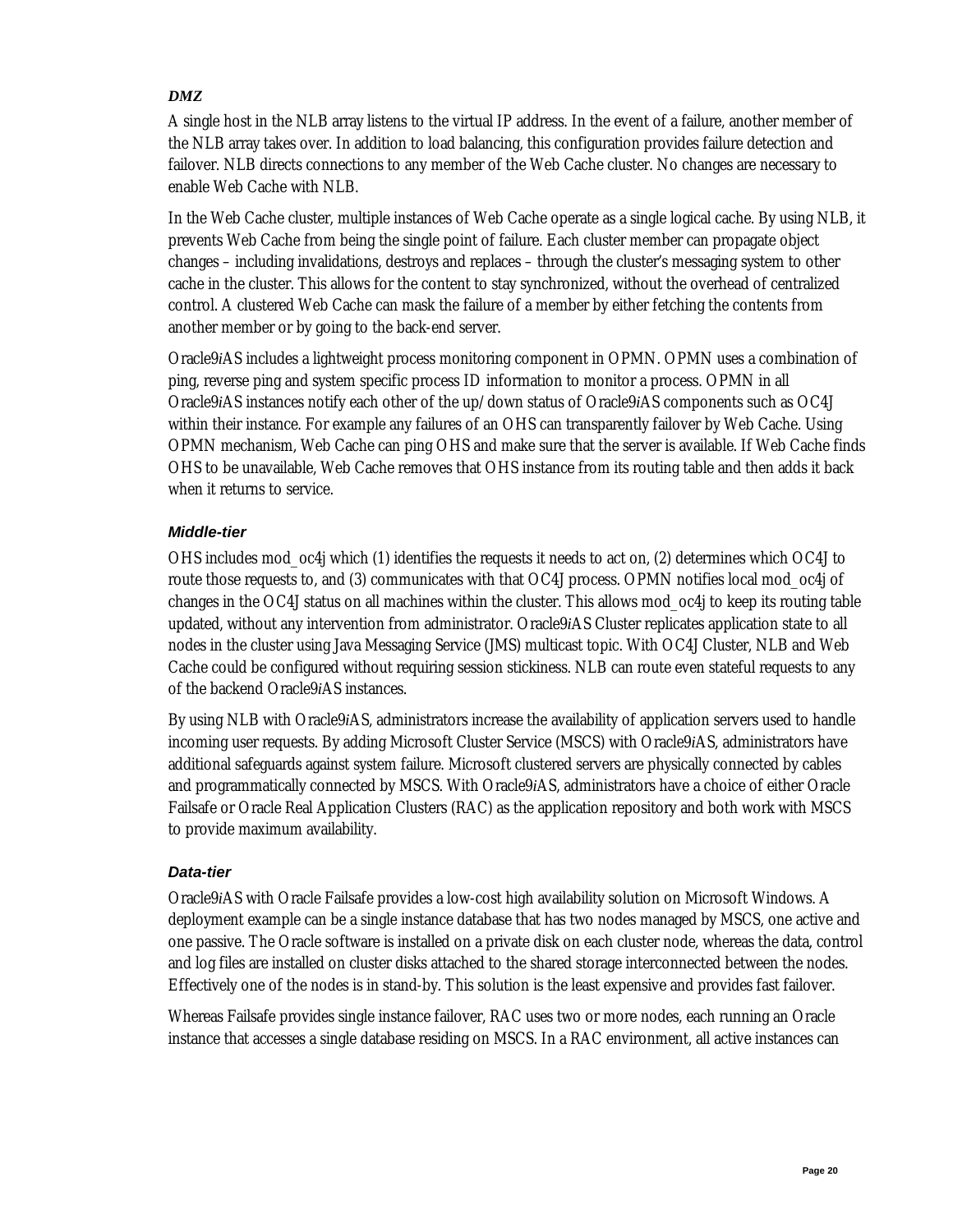### *DMZ*

A single host in the NLB array listens to the virtual IP address. In the event of a failure, another member of the NLB array takes over. In addition to load balancing, this configuration provides failure detection and failover. NLB directs connections to any member of the Web Cache cluster. No changes are necessary to enable Web Cache with NLB.

In the Web Cache cluster, multiple instances of Web Cache operate as a single logical cache. By using NLB, it prevents Web Cache from being the single point of failure. Each cluster member can propagate object changes – including invalidations, destroys and replaces – through the cluster's messaging system to other cache in the cluster. This allows for the content to stay synchronized, without the overhead of centralized control. A clustered Web Cache can mask the failure of a member by either fetching the contents from another member or by going to the back-end server.

Oracle9*i*AS includes a lightweight process monitoring component in OPMN. OPMN uses a combination of ping, reverse ping and system specific process ID information to monitor a process. OPMN in all Oracle9*i*AS instances notify each other of the up/down status of Oracle9*i*AS components such as OC4J within their instance. For example any failures of an OHS can transparently failover by Web Cache. Using OPMN mechanism, Web Cache can ping OHS and make sure that the server is available. If Web Cache finds OHS to be unavailable, Web Cache removes that OHS instance from its routing table and then adds it back when it returns to service.

### *Middle-tier*

OHS includes mod_oc4j which (1) identifies the requests it needs to act on, (2) determines which OC4J to route those requests to, and (3) communicates with that OC4J process. OPMN notifies local mod_oc4j of changes in the OC4J status on all machines within the cluster. This allows mod_oc4j to keep its routing table updated, without any intervention from administrator. Oracle9*i*AS Cluster replicates application state to all nodes in the cluster using Java Messaging Service (JMS) multicast topic. With OC4J Cluster, NLB and Web Cache could be configured without requiring session stickiness. NLB can route even stateful requests to any of the backend Oracle9*i*AS instances.

By using NLB with Oracle9*i*AS, administrators increase the availability of application servers used to handle incoming user requests. By adding Microsoft Cluster Service (MSCS) with Oracle9*i*AS, administrators have additional safeguards against system failure. Microsoft clustered servers are physically connected by cables and programmatically connected by MSCS. With Oracle9*i*AS, administrators have a choice of either Oracle Failsafe or Oracle Real Application Clusters (RAC) as the application repository and both work with MSCS to provide maximum availability.

### *Data-tier*

Oracle9*i*AS with Oracle Failsafe provides a low-cost high availability solution on Microsoft Windows. A deployment example can be a single instance database that has two nodes managed by MSCS, one active and one passive. The Oracle software is installed on a private disk on each cluster node, whereas the data, control and log files are installed on cluster disks attached to the shared storage interconnected between the nodes. Effectively one of the nodes is in stand-by. This solution is the least expensive and provides fast failover.

Whereas Failsafe provides single instance failover, RAC uses two or more nodes, each running an Oracle instance that accesses a single database residing on MSCS. In a RAC environment, all active instances can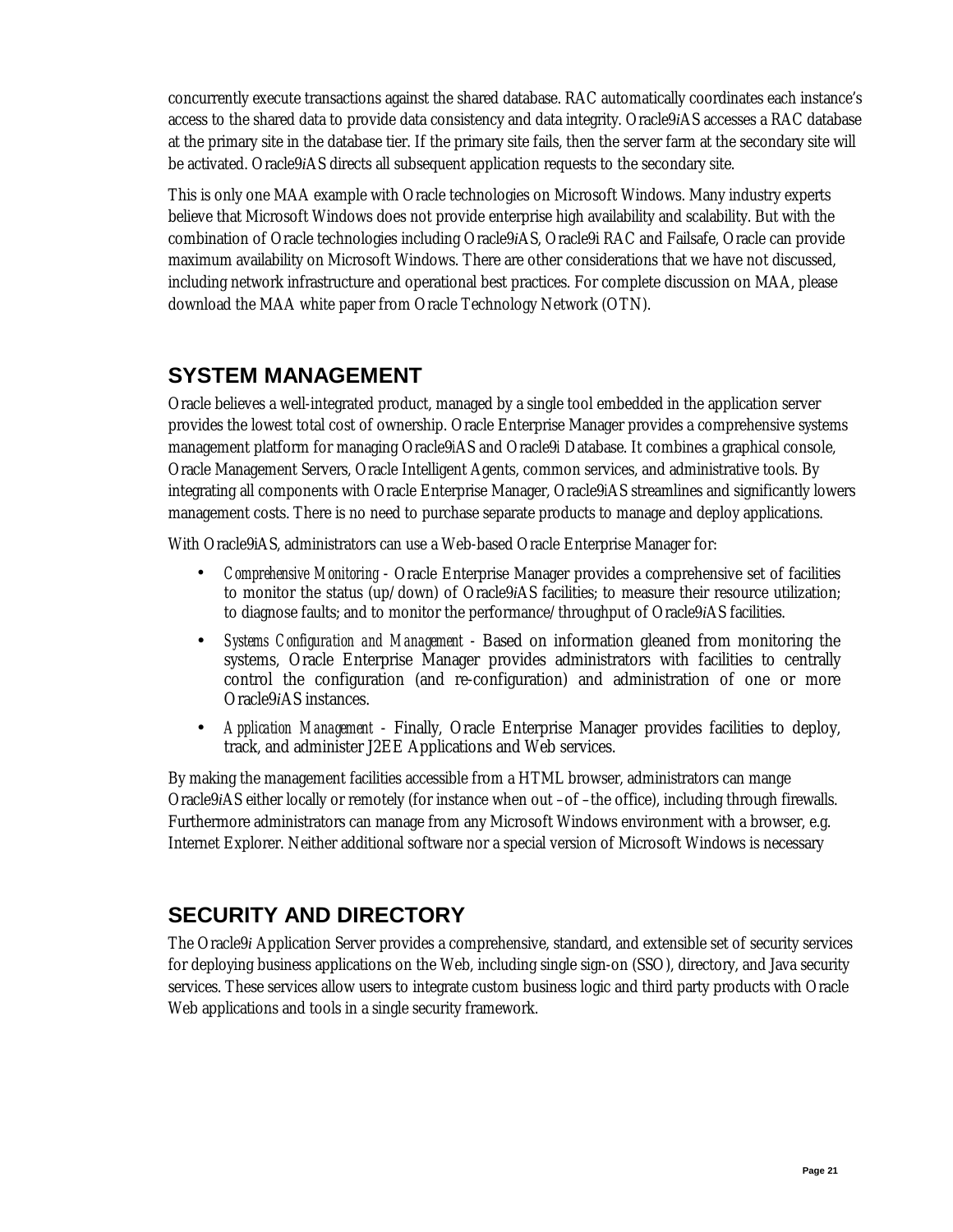concurrently execute transactions against the shared database. RAC automatically coordinates each instance's access to the shared data to provide data consistency and data integrity. Oracle9*i*AS accesses a RAC database at the primary site in the database tier. If the primary site fails, then the server farm at the secondary site will be activated. Oracle9*i*AS directs all subsequent application requests to the secondary site.

This is only one MAA example with Oracle technologies on Microsoft Windows. Many industry experts believe that Microsoft Windows does not provide enterprise high availability and scalability. But with the combination of Oracle technologies including Oracle9*i*AS, Oracle9*i* RAC and Failsafe, Oracle can provide maximum availability on Microsoft Windows. There are other considerations that we have not discussed, including network infrastructure and operational best practices. For complete discussion on MAA, please download the MAA white paper from Oracle Technology Network (OTN).

## SYSTEM MANAGEMENT

Oracle believes a well-integrated product, managed by a single tool embedded in the application server provides the lowest total cost of ownership. Oracle Enterprise Manager provides a comprehensive systems management platform for managing Oracle9*i*AS and Oracle9*i* Database. It combines a graphical console, Oracle Management Servers, Oracle Intelligent Agents, common services, and administrative tools. By integrating all components with Oracle Enterprise Manager, Oracle9*i*AS streamlines and significantly lowers management costs. There is no need to purchase separate products to manage and deploy applications.

With Oracle9*i*AS, administrators can use a Web-based Oracle Enterprise Manager for:

- *Comprehensive Monitoring* - Oracle Enterprise Manager provides a comprehensive set of facilities to monitor the status (up/down) of Oracle9*i*AS facilities; to measure their resource utilization; to diagnose faults; and to monitor the performance/throughput of Oracle9*i*AS facilities.
- *Systems Configuration and Management* - Based on information gleaned from monitoring the systems, Oracle Enterprise Manager provides administrators with facilities to centrally control the configuration (and re-configuration) and administration of one or more Oracle9*i*AS instances.
- *Application Management* - Finally, Oracle Enterprise Manager provides facilities to deploy, track, and administer J2EE Applications and Web services.

By making the management facilities accessible from a HTML browser, administrators can mange Oracle9*i*AS either locally or remotely (for instance when out –of –the office), including through firewalls. Furthermore administrators can manage from any Microsoft Windows environment with a browser, e.g. Internet Explorer. Neither additional software nor a special version of Microsoft Windows is necessary

## SECURITY AND DIRECTORY

The Oracle9*i* Application Server provides a comprehensive, standard, and extensible set of security services for deploying business applications on the Web, including single sign-on (SSO), directory, and Java security services. These services allow users to integrate custom business logic and third party products with Oracle Web applications and tools in a single security framework.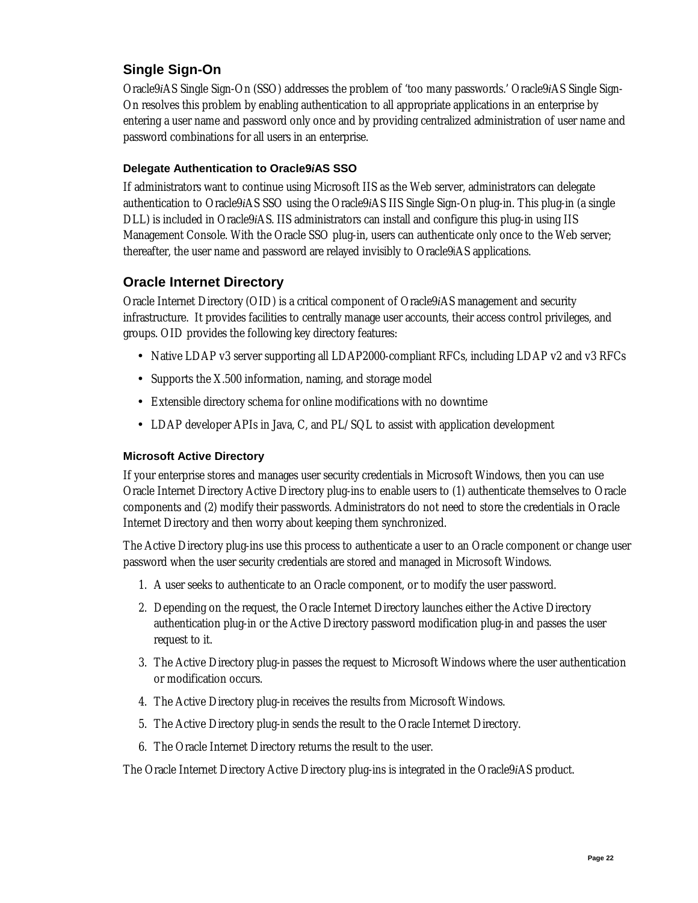## Single Sign-On

Oracle9*i*AS Single Sign-On (SSO) addresses the problem of 'too many passwords.' Oracle9*i*AS Single Sign-On resolves this problem by enabling authentication to all appropriate applications in an enterprise by entering a user name and password only once and by providing centralized administration of user name and password combinations for all users in an enterprise.

### Delegate Authentication to Oracle9*i*AS SSO

If administrators want to continue using Microsoft IIS as the Web server, administrators can delegate authentication to Oracle9*i*AS SSO using the Oracle9*i*AS IIS Single Sign-On plug-in. This plug-in (a single DLL) is included in Oracle9*i*AS. IIS administrators can install and configure this plug-in using IIS Management Console. With the Oracle SSO plug-in, users can authenticate only once to the Web server; thereafter, the user name and password are relayed invisibly to Oracle9iAS applications.

## Oracle Internet Directory

Oracle Internet Directory (OID) is a critical component of Oracle9*i*AS management and security infrastructure. It provides facilities to centrally manage user accounts, their access control privileges, and groups. OID provides the following key directory features:

- Native LDAP v3 server supporting all LDAP2000-compliant RFCs, including LDAP v2 and v3 RFCs
- Supports the X.500 information, naming, and storage model
- Extensible directory schema for online modifications with no downtime
- LDAP developer APIs in Java, C, and PL/SQL to assist with application development

### Microsoft Active Directory

If your enterprise stores and manages user security credentials in Microsoft Windows, then you can use Oracle Internet Directory Active Directory plug-ins to enable users to (1) authenticate themselves to Oracle components and (2) modify their passwords. Administrators do not need to store the credentials in Oracle Internet Directory and then worry about keeping them synchronized.

The Active Directory plug-ins use this process to authenticate a user to an Oracle component or change user password when the user security credentials are stored and managed in Microsoft Windows.

1. A user seeks to authenticate to an Oracle component, or to modify the user password.
2. Depending on the request, the Oracle Internet Directory launches either the Active Directory authentication plug-in or the Active Directory password modification plug-in and passes the user request to it.
3. The Active Directory plug-in passes the request to Microsoft Windows where the user authentication or modification occurs.
4. The Active Directory plug-in receives the results from Microsoft Windows.
5. The Active Directory plug-in sends the result to the Oracle Internet Directory.
6. The Oracle Internet Directory returns the result to the user.

The Oracle Internet Directory Active Directory plug-ins is integrated in the Oracle9*i*AS product.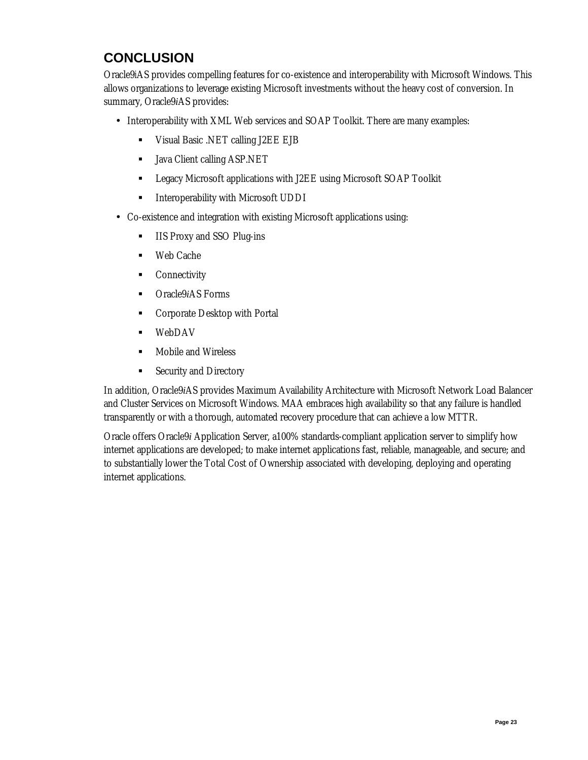## CONCLUSION

Oracle9iAS provides compelling features for co-existence and interoperability with Microsoft Windows. This allows organizations to leverage existing Microsoft investments without the heavy cost of conversion. In summary, Oracle9*i*AS provides:

- Interoperability with XML Web services and SOAP Toolkit. There are many examples:
  - Visual Basic .NET calling J2EE EJB
  - Java Client calling ASP.NET
  - Legacy Microsoft applications with J2EE using Microsoft SOAP Toolkit
  - Interoperability with Microsoft UDDI
- Co-existence and integration with existing Microsoft applications using:
  - IIS Proxy and SSO Plug-ins
  - Web Cache
  - Connectivity
  - Oracle9*i*AS Forms
  - Corporate Desktop with Portal
  - WebDAV
  - Mobile and Wireless
  - Security and Directory

In addition, Oracle9*i*AS provides Maximum Availability Architecture with Microsoft Network Load Balancer and Cluster Services on Microsoft Windows. MAA embraces high availability so that any failure is handled transparently or with a thorough, automated recovery procedure that can achieve a low MTTR.

Oracle offers Oracle9*i* Application Server, a100% standards-compliant application server to simplify how internet applications are developed; to make internet applications fast, reliable, manageable, and secure; and to substantially lower the Total Cost of Ownership associated with developing, deploying and operating internet applications.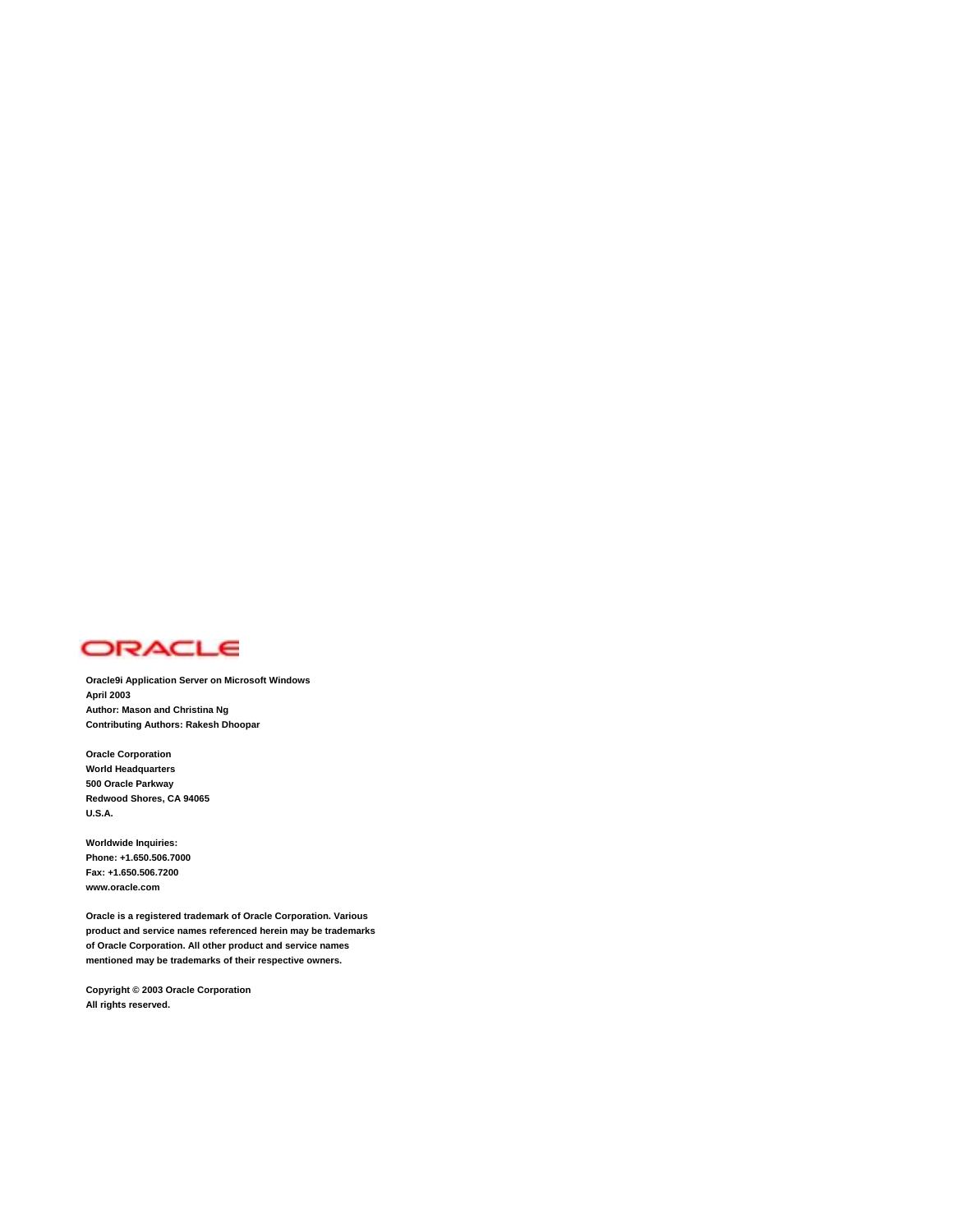ORACLE

**Oracle9i Application Server on Microsoft Windows**
**April 2003**
**Author: Mason and Christina Ng**
**Contributing Authors: Rakesh Dhoopar**

**Oracle Corporation**
**World Headquarters**
**500 Oracle Parkway**
**Redwood Shores, CA 94065**
**U.S.A.**

**Worldwide Inquiries:**
**Phone: +1.650.506.7000**
**Fax: +1.650.506.7200**
**www.oracle.com**

**Oracle is a registered trademark of Oracle Corporation. Various product and service names referenced herein may be trademarks of Oracle Corporation. All other product and service names mentioned may be trademarks of their respective owners.**

**Copyright © 2003 Oracle Corporation**
**All rights reserved.**